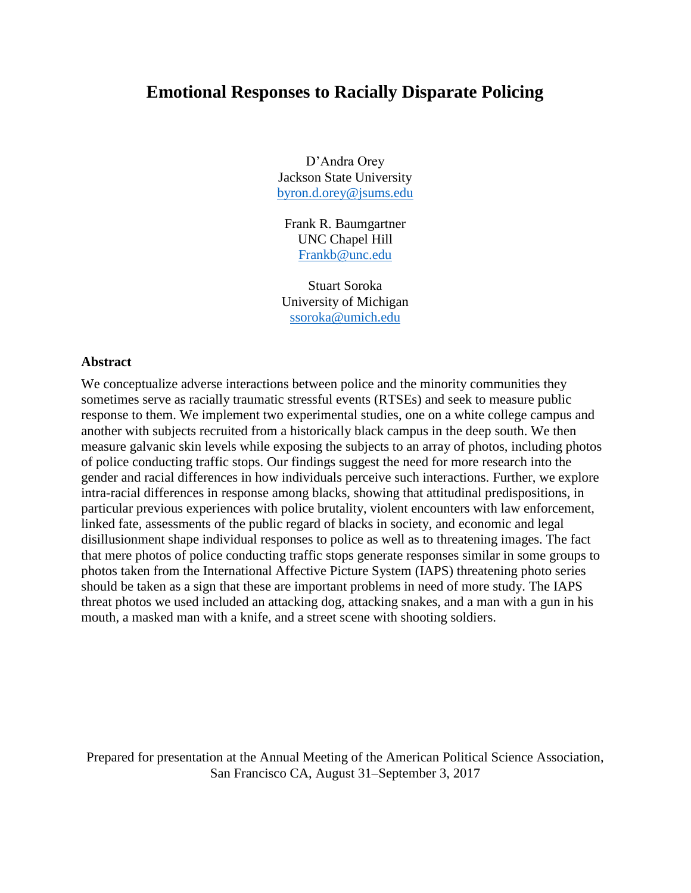# Emotional Responses to Racially Disparate Policing

D'Andra Orey
Jackson State University
byron.d.orey@jsums.edu

Frank R. Baumgartner
UNC Chapel Hill
Frankb@unc.edu

Stuart Soroka
University of Michigan
ssoroka@umich.edu

### Abstract

We conceptualize adverse interactions between police and the minority communities they sometimes serve as racially traumatic stressful events (RTSEs) and seek to measure public response to them. We implement two experimental studies, one on a white college campus and another with subjects recruited from a historically black campus in the deep south. We then measure galvanic skin levels while exposing the subjects to an array of photos, including photos of police conducting traffic stops. Our findings suggest the need for more research into the gender and racial differences in how individuals perceive such interactions. Further, we explore intra-racial differences in response among blacks, showing that attitudinal predispositions, in particular previous experiences with police brutality, violent encounters with law enforcement, linked fate, assessments of the public regard of blacks in society, and economic and legal disillusionment shape individual responses to police as well as to threatening images. The fact that mere photos of police conducting traffic stops generate responses similar in some groups to photos taken from the International Affective Picture System (IAPS) threatening photo series should be taken as a sign that these are important problems in need of more study. The IAPS threat photos we used included an attacking dog, attacking snakes, and a man with a gun in his mouth, a masked man with a knife, and a street scene with shooting soldiers.

Prepared for presentation at the Annual Meeting of the American Political Science Association, San Francisco CA, August 31–September 3, 2017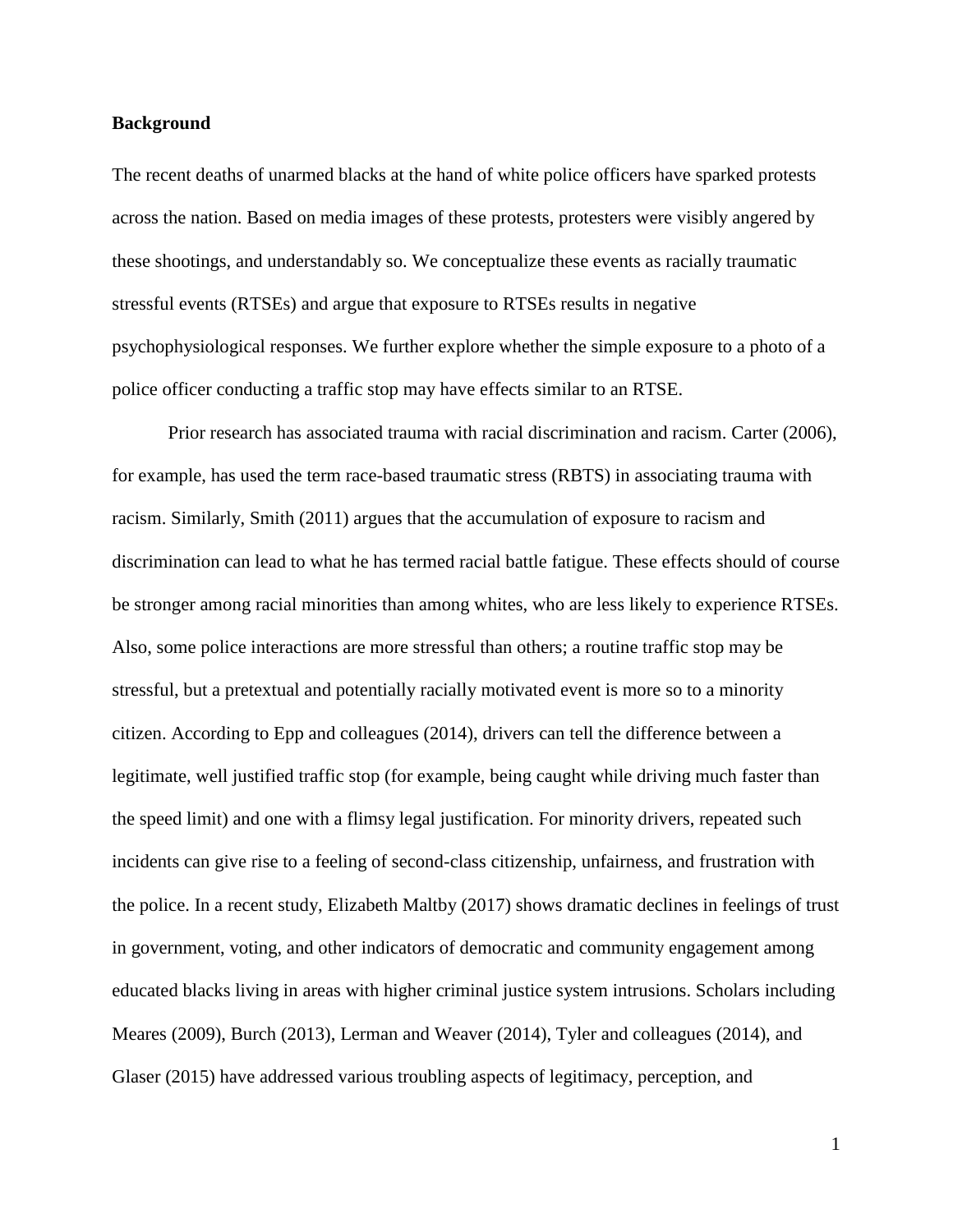**Background**

The recent deaths of unarmed blacks at the hand of white police officers have sparked protests across the nation. Based on media images of these protests, protesters were visibly angered by these shootings, and understandably so. We conceptualize these events as racially traumatic stressful events (RTSEs) and argue that exposure to RTSEs results in negative psychophysiological responses. We further explore whether the simple exposure to a photo of a police officer conducting a traffic stop may have effects similar to an RTSE.

Prior research has associated trauma with racial discrimination and racism. Carter (2006), for example, has used the term race-based traumatic stress (RBTS) in associating trauma with racism. Similarly, Smith (2011) argues that the accumulation of exposure to racism and discrimination can lead to what he has termed racial battle fatigue. These effects should of course be stronger among racial minorities than among whites, who are less likely to experience RTSEs. Also, some police interactions are more stressful than others; a routine traffic stop may be stressful, but a pretextual and potentially racially motivated event is more so to a minority citizen. According to Epp and colleagues (2014), drivers can tell the difference between a legitimate, well justified traffic stop (for example, being caught while driving much faster than the speed limit) and one with a flimsy legal justification. For minority drivers, repeated such incidents can give rise to a feeling of second-class citizenship, unfairness, and frustration with the police. In a recent study, Elizabeth Maltby (2017) shows dramatic declines in feelings of trust in government, voting, and other indicators of democratic and community engagement among educated blacks living in areas with higher criminal justice system intrusions. Scholars including Meares (2009), Burch (2013), Lerman and Weaver (2014), Tyler and colleagues (2014), and Glaser (2015) have addressed various troubling aspects of legitimacy, perception, and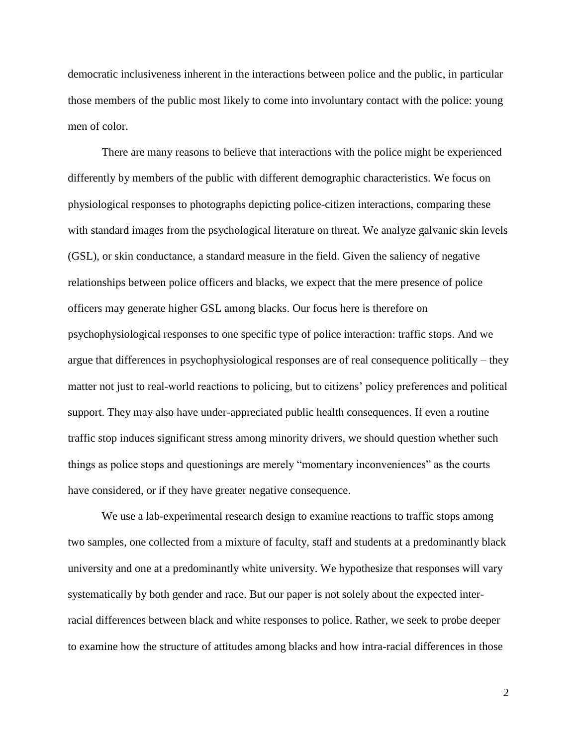democratic inclusiveness inherent in the interactions between police and the public, in particular those members of the public most likely to come into involuntary contact with the police: young men of color.

There are many reasons to believe that interactions with the police might be experienced differently by members of the public with different demographic characteristics. We focus on physiological responses to photographs depicting police-citizen interactions, comparing these with standard images from the psychological literature on threat. We analyze galvanic skin levels (GSL), or skin conductance, a standard measure in the field. Given the saliency of negative relationships between police officers and blacks, we expect that the mere presence of police officers may generate higher GSL among blacks. Our focus here is therefore on psychophysiological responses to one specific type of police interaction: traffic stops. And we argue that differences in psychophysiological responses are of real consequence politically – they matter not just to real-world reactions to policing, but to citizens' policy preferences and political support. They may also have under-appreciated public health consequences. If even a routine traffic stop induces significant stress among minority drivers, we should question whether such things as police stops and questionings are merely "momentary inconveniences" as the courts have considered, or if they have greater negative consequence.

We use a lab-experimental research design to examine reactions to traffic stops among two samples, one collected from a mixture of faculty, staff and students at a predominantly black university and one at a predominantly white university. We hypothesize that responses will vary systematically by both gender and race. But our paper is not solely about the expected inter-racial differences between black and white responses to police. Rather, we seek to probe deeper to examine how the structure of attitudes among blacks and how intra-racial differences in those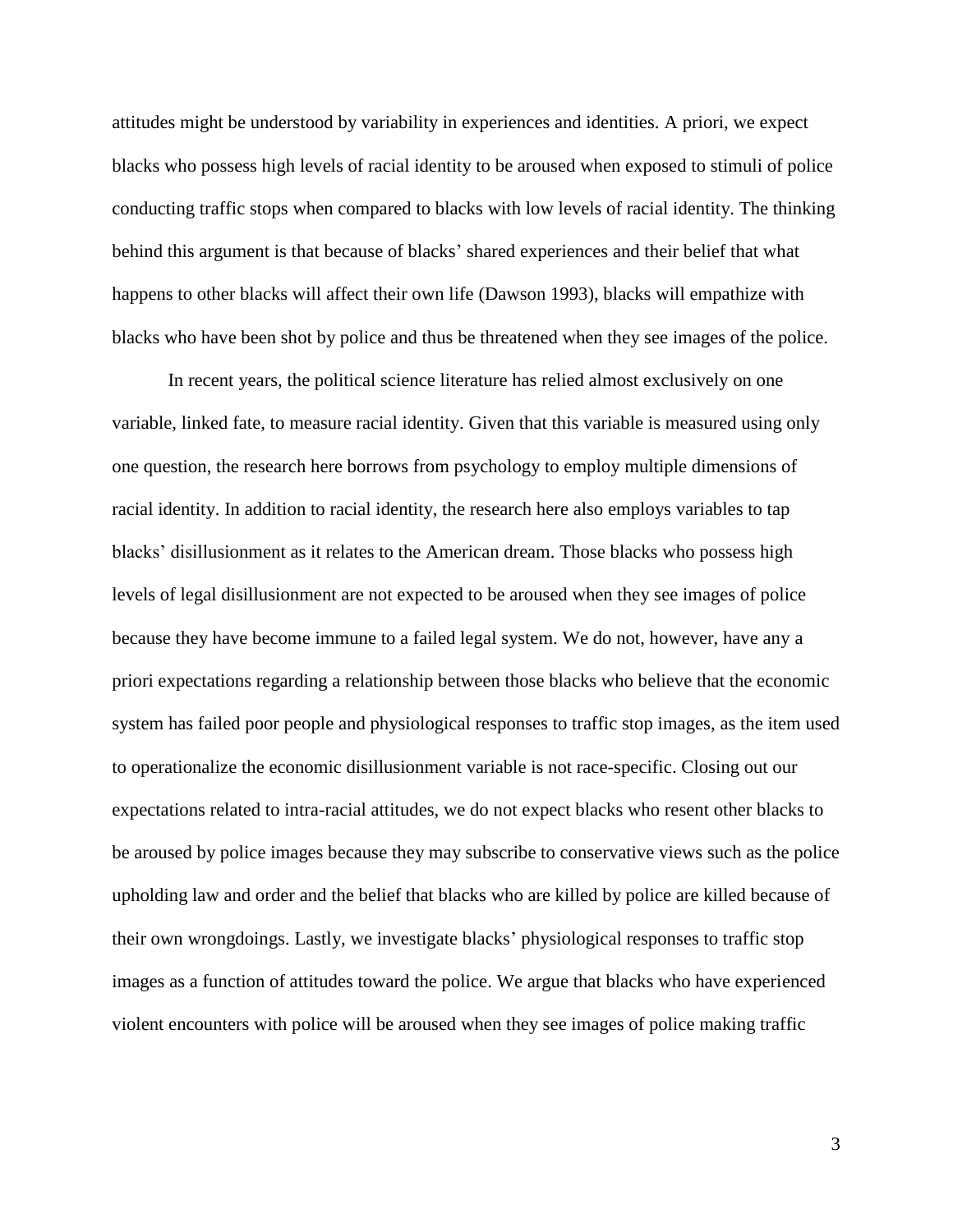attitudes might be understood by variability in experiences and identities. A priori, we expect blacks who possess high levels of racial identity to be aroused when exposed to stimuli of police conducting traffic stops when compared to blacks with low levels of racial identity. The thinking behind this argument is that because of blacks' shared experiences and their belief that what happens to other blacks will affect their own life (Dawson 1993), blacks will empathize with blacks who have been shot by police and thus be threatened when they see images of the police.

In recent years, the political science literature has relied almost exclusively on one variable, linked fate, to measure racial identity. Given that this variable is measured using only one question, the research here borrows from psychology to employ multiple dimensions of racial identity. In addition to racial identity, the research here also employs variables to tap blacks' disillusionment as it relates to the American dream. Those blacks who possess high levels of legal disillusionment are not expected to be aroused when they see images of police because they have become immune to a failed legal system. We do not, however, have any a priori expectations regarding a relationship between those blacks who believe that the economic system has failed poor people and physiological responses to traffic stop images, as the item used to operationalize the economic disillusionment variable is not race-specific. Closing out our expectations related to intra-racial attitudes, we do not expect blacks who resent other blacks to be aroused by police images because they may subscribe to conservative views such as the police upholding law and order and the belief that blacks who are killed by police are killed because of their own wrongdoings. Lastly, we investigate blacks' physiological responses to traffic stop images as a function of attitudes toward the police. We argue that blacks who have experienced violent encounters with police will be aroused when they see images of police making traffic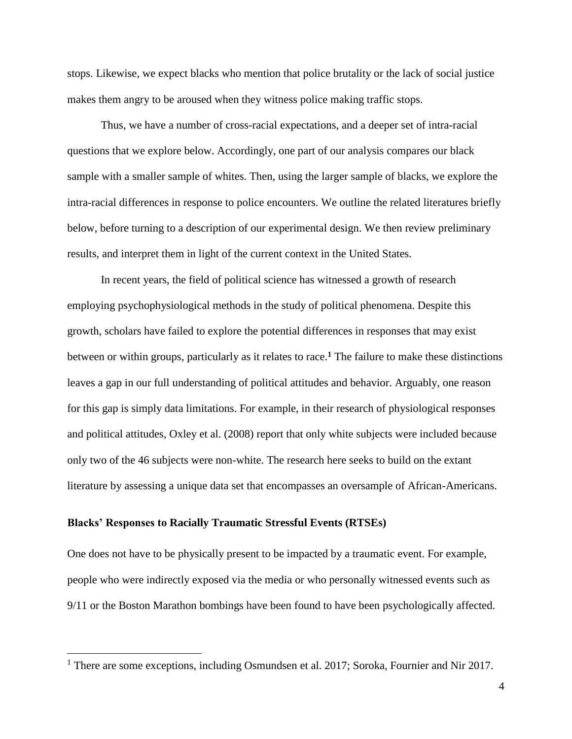stops. Likewise, we expect blacks who mention that police brutality or the lack of social justice makes them angry to be aroused when they witness police making traffic stops.

Thus, we have a number of cross-racial expectations, and a deeper set of intra-racial questions that we explore below. Accordingly, one part of our analysis compares our black sample with a smaller sample of whites. Then, using the larger sample of blacks, we explore the intra-racial differences in response to police encounters. We outline the related literatures briefly below, before turning to a description of our experimental design. We then review preliminary results, and interpret them in light of the current context in the United States.

In recent years, the field of political science has witnessed a growth of research employing psychophysiological methods in the study of political phenomena. Despite this growth, scholars have failed to explore the potential differences in responses that may exist between or within groups, particularly as it relates to race.[1] The failure to make these distinctions leaves a gap in our full understanding of political attitudes and behavior. Arguably, one reason for this gap is simply data limitations. For example, in their research of physiological responses and political attitudes, Oxley et al. (2008) report that only white subjects were included because only two of the 46 subjects were non-white. The research here seeks to build on the extant literature by assessing a unique data set that encompasses an oversample of African-Americans.

### Blacks' Responses to Racially Traumatic Stressful Events (RTSEs)

One does not have to be physically present to be impacted by a traumatic event. For example, people who were indirectly exposed via the media or who personally witnessed events such as 9/11 or the Boston Marathon bombings have been found to have been psychologically affected.

[1] There are some exceptions, including Osmundsen et al. 2017; Soroka, Fournier and Nir 2017.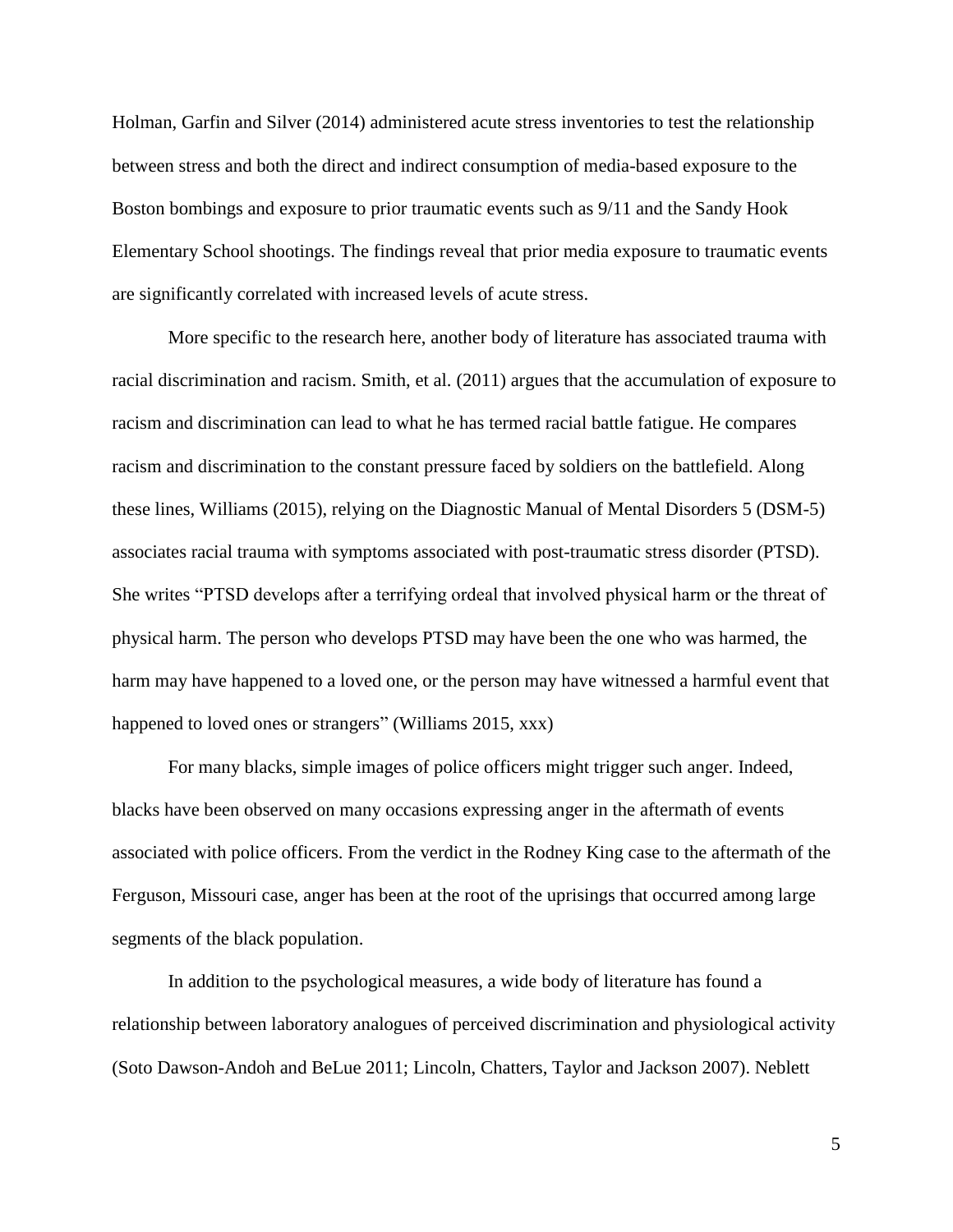Holman, Garfin and Silver (2014) administered acute stress inventories to test the relationship between stress and both the direct and indirect consumption of media-based exposure to the Boston bombings and exposure to prior traumatic events such as 9/11 and the Sandy Hook Elementary School shootings. The findings reveal that prior media exposure to traumatic events are significantly correlated with increased levels of acute stress.

More specific to the research here, another body of literature has associated trauma with racial discrimination and racism. Smith, et al. (2011) argues that the accumulation of exposure to racism and discrimination can lead to what he has termed racial battle fatigue. He compares racism and discrimination to the constant pressure faced by soldiers on the battlefield. Along these lines, Williams (2015), relying on the Diagnostic Manual of Mental Disorders 5 (DSM-5) associates racial trauma with symptoms associated with post-traumatic stress disorder (PTSD). She writes "PTSD develops after a terrifying ordeal that involved physical harm or the threat of physical harm. The person who develops PTSD may have been the one who was harmed, the harm may have happened to a loved one, or the person may have witnessed a harmful event that happened to loved ones or strangers" (Williams 2015, xxx)

For many blacks, simple images of police officers might trigger such anger. Indeed, blacks have been observed on many occasions expressing anger in the aftermath of events associated with police officers. From the verdict in the Rodney King case to the aftermath of the Ferguson, Missouri case, anger has been at the root of the uprisings that occurred among large segments of the black population.

In addition to the psychological measures, a wide body of literature has found a relationship between laboratory analogues of perceived discrimination and physiological activity (Soto Dawson-Andoh and BeLue 2011; Lincoln, Chatters, Taylor and Jackson 2007). Neblett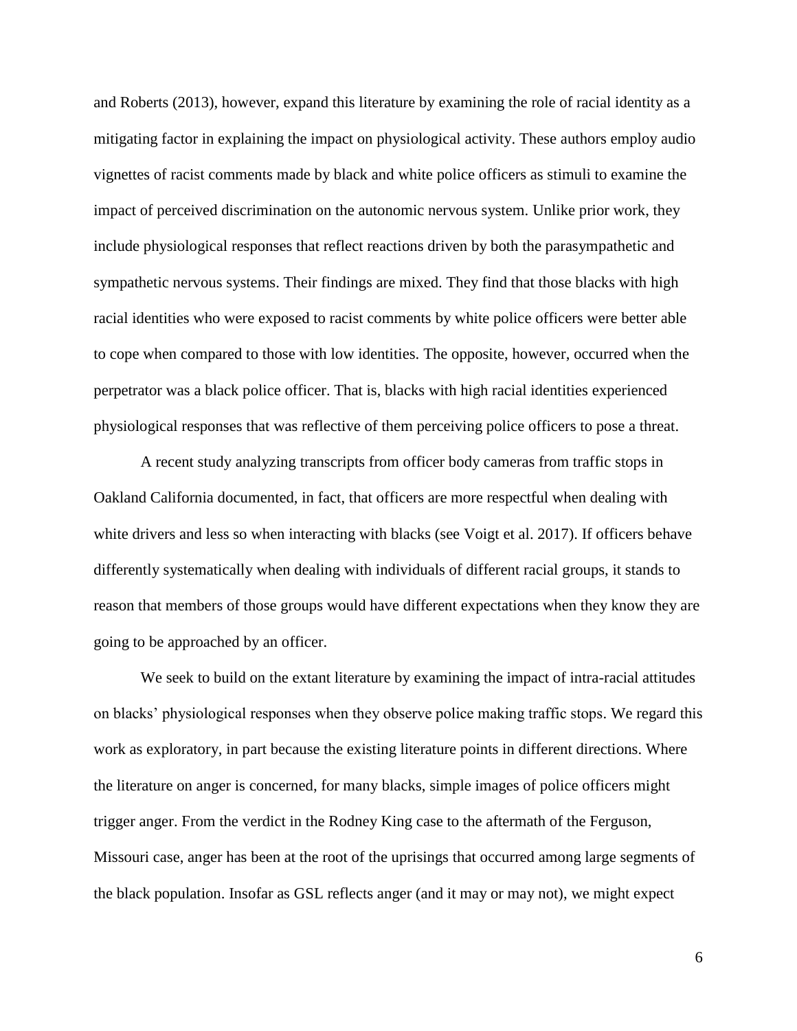and Roberts (2013), however, expand this literature by examining the role of racial identity as a mitigating factor in explaining the impact on physiological activity. These authors employ audio vignettes of racist comments made by black and white police officers as stimuli to examine the impact of perceived discrimination on the autonomic nervous system. Unlike prior work, they include physiological responses that reflect reactions driven by both the parasympathetic and sympathetic nervous systems. Their findings are mixed. They find that those blacks with high racial identities who were exposed to racist comments by white police officers were better able to cope when compared to those with low identities. The opposite, however, occurred when the perpetrator was a black police officer. That is, blacks with high racial identities experienced physiological responses that was reflective of them perceiving police officers to pose a threat.

A recent study analyzing transcripts from officer body cameras from traffic stops in Oakland California documented, in fact, that officers are more respectful when dealing with white drivers and less so when interacting with blacks (see Voigt et al. 2017). If officers behave differently systematically when dealing with individuals of different racial groups, it stands to reason that members of those groups would have different expectations when they know they are going to be approached by an officer.

We seek to build on the extant literature by examining the impact of intra-racial attitudes on blacks' physiological responses when they observe police making traffic stops. We regard this work as exploratory, in part because the existing literature points in different directions. Where the literature on anger is concerned, for many blacks, simple images of police officers might trigger anger. From the verdict in the Rodney King case to the aftermath of the Ferguson, Missouri case, anger has been at the root of the uprisings that occurred among large segments of the black population. Insofar as GSL reflects anger (and it may or may not), we might expect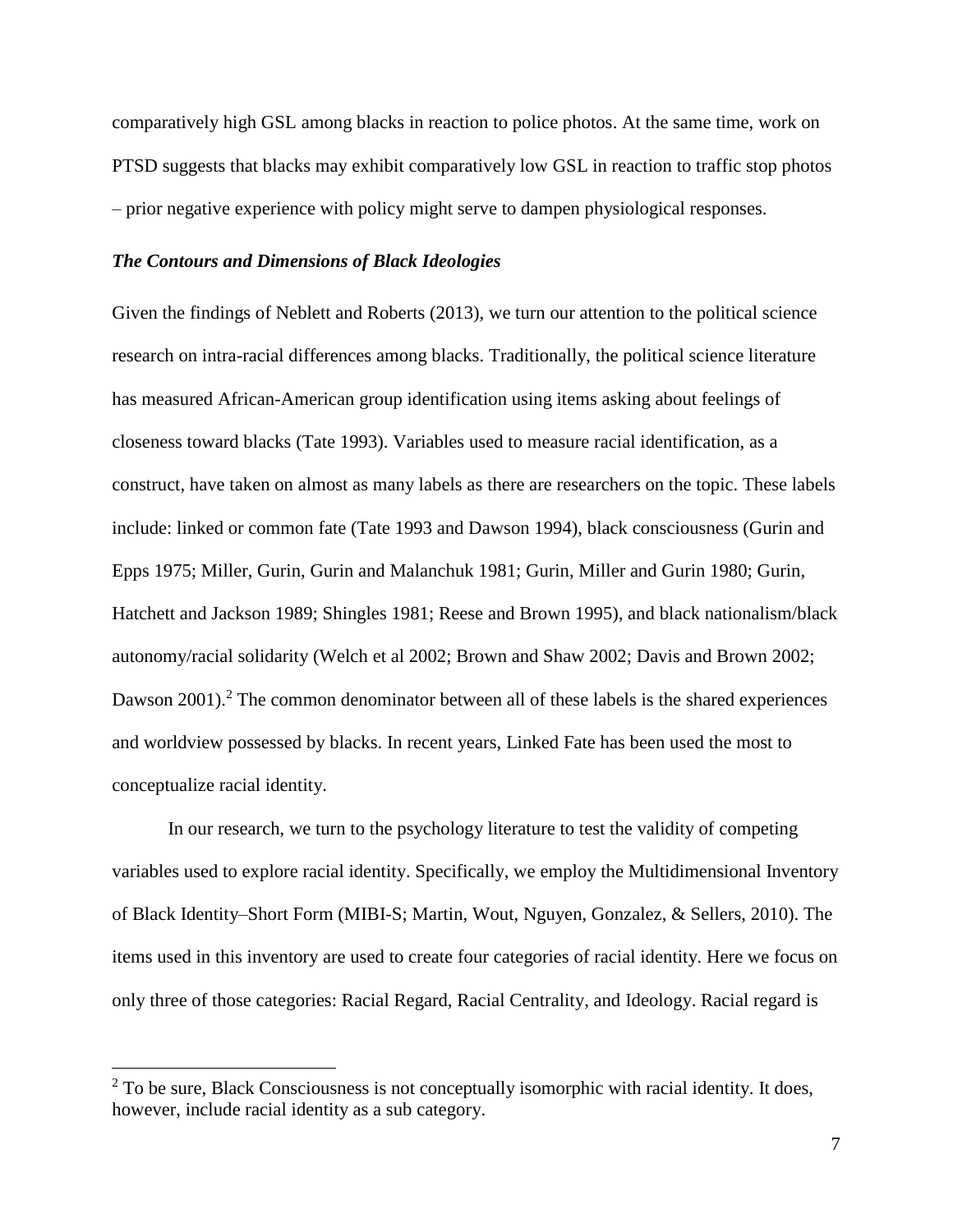comparatively high GSL among blacks in reaction to police photos. At the same time, work on PTSD suggests that blacks may exhibit comparatively low GSL in reaction to traffic stop photos – prior negative experience with policy might serve to dampen physiological responses.

### *The Contours and Dimensions of Black Ideologies*

Given the findings of Neblett and Roberts (2013), we turn our attention to the political science research on intra-racial differences among blacks. Traditionally, the political science literature has measured African-American group identification using items asking about feelings of closeness toward blacks (Tate 1993). Variables used to measure racial identification, as a construct, have taken on almost as many labels as there are researchers on the topic. These labels include: linked or common fate (Tate 1993 and Dawson 1994), black consciousness (Gurin and Epps 1975; Miller, Gurin, Gurin and Malanchuk 1981; Gurin, Miller and Gurin 1980; Gurin, Hatchett and Jackson 1989; Shingles 1981; Reese and Brown 1995), and black nationalism/black autonomy/racial solidarity (Welch et al 2002; Brown and Shaw 2002; Davis and Brown 2002; Dawson 2001).[2] The common denominator between all of these labels is the shared experiences and worldview possessed by blacks. In recent years, Linked Fate has been used the most to conceptualize racial identity.

In our research, we turn to the psychology literature to test the validity of competing variables used to explore racial identity. Specifically, we employ the Multidimensional Inventory of Black Identity–Short Form (MIBI-S; Martin, Wout, Nguyen, Gonzalez, & Sellers, 2010). The items used in this inventory are used to create four categories of racial identity. Here we focus on only three of those categories: Racial Regard, Racial Centrality, and Ideology. Racial regard is

[2] To be sure, Black Consciousness is not conceptually isomorphic with racial identity. It does, however, include racial identity as a sub category.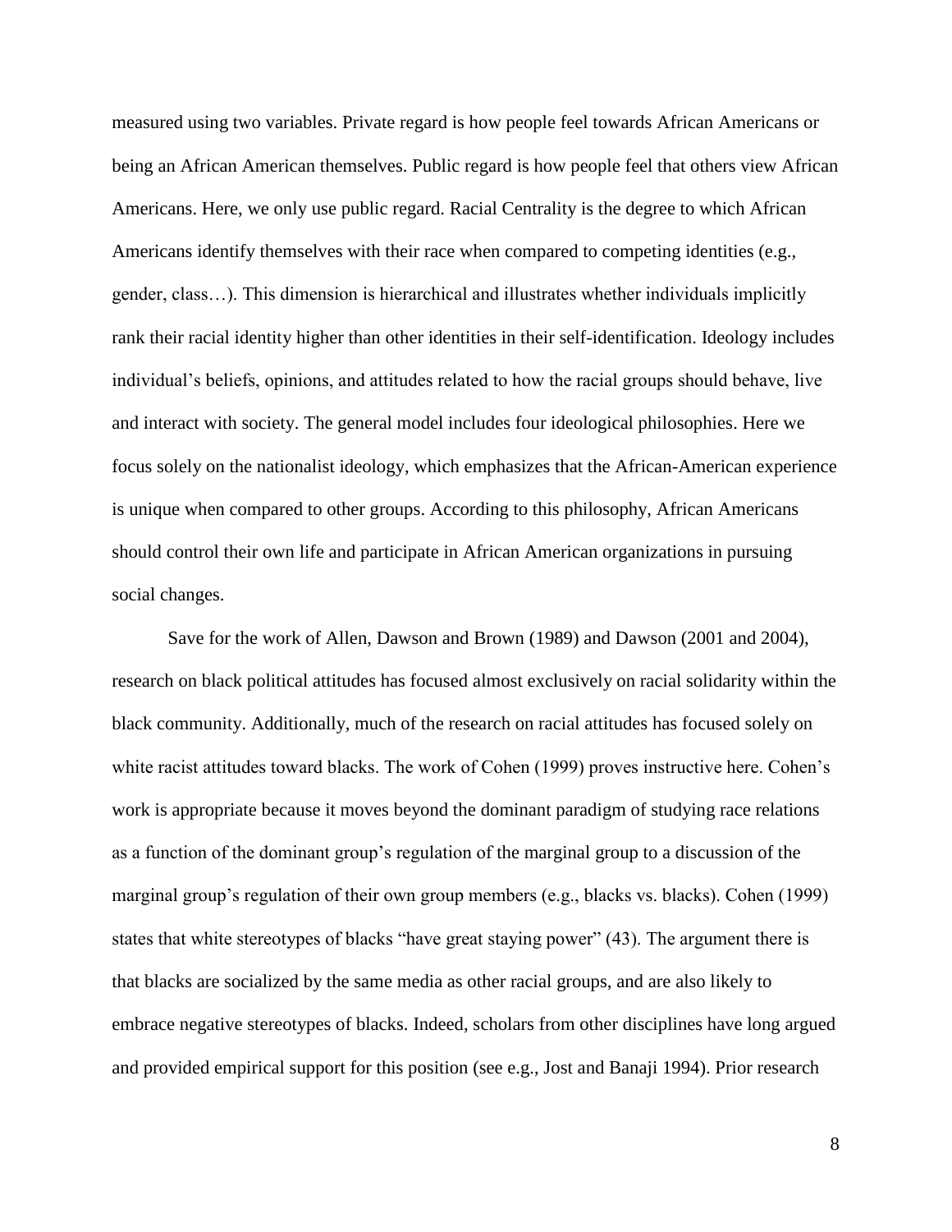measured using two variables. Private regard is how people feel towards African Americans or being an African American themselves. Public regard is how people feel that others view African Americans. Here, we only use public regard. Racial Centrality is the degree to which African Americans identify themselves with their race when compared to competing identities (e.g., gender, class…). This dimension is hierarchical and illustrates whether individuals implicitly rank their racial identity higher than other identities in their self-identification. Ideology includes individual's beliefs, opinions, and attitudes related to how the racial groups should behave, live and interact with society. The general model includes four ideological philosophies. Here we focus solely on the nationalist ideology, which emphasizes that the African-American experience is unique when compared to other groups. According to this philosophy, African Americans should control their own life and participate in African American organizations in pursuing social changes.

Save for the work of Allen, Dawson and Brown (1989) and Dawson (2001 and 2004), research on black political attitudes has focused almost exclusively on racial solidarity within the black community. Additionally, much of the research on racial attitudes has focused solely on white racist attitudes toward blacks. The work of Cohen (1999) proves instructive here. Cohen's work is appropriate because it moves beyond the dominant paradigm of studying race relations as a function of the dominant group's regulation of the marginal group to a discussion of the marginal group's regulation of their own group members (e.g., blacks vs. blacks). Cohen (1999) states that white stereotypes of blacks "have great staying power" (43). The argument there is that blacks are socialized by the same media as other racial groups, and are also likely to embrace negative stereotypes of blacks. Indeed, scholars from other disciplines have long argued and provided empirical support for this position (see e.g., Jost and Banaji 1994). Prior research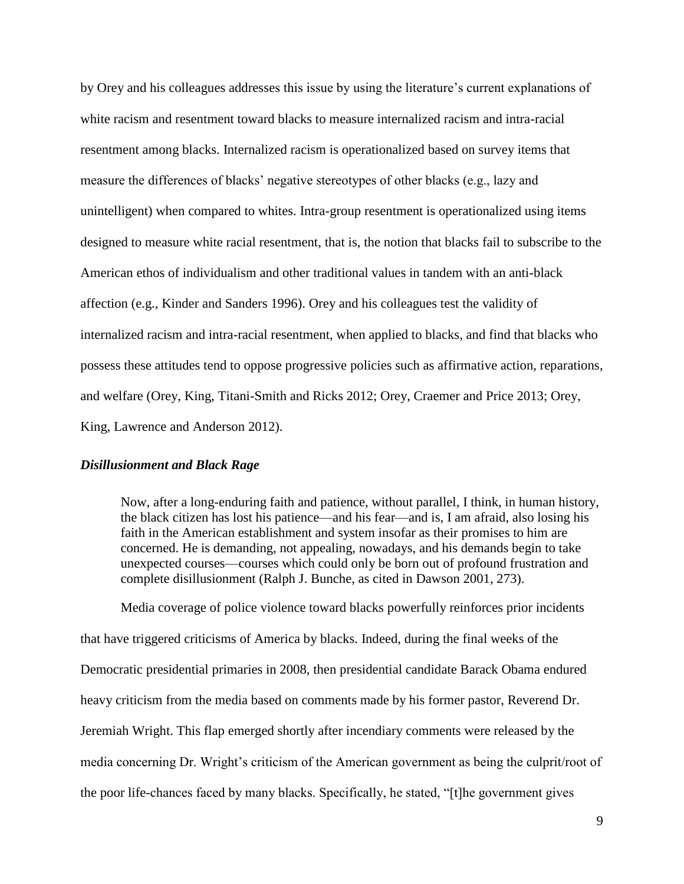by Orey and his colleagues addresses this issue by using the literature's current explanations of white racism and resentment toward blacks to measure internalized racism and intra-racial resentment among blacks. Internalized racism is operationalized based on survey items that measure the differences of blacks' negative stereotypes of other blacks (e.g., lazy and unintelligent) when compared to whites. Intra-group resentment is operationalized using items designed to measure white racial resentment, that is, the notion that blacks fail to subscribe to the American ethos of individualism and other traditional values in tandem with an anti-black affection (e.g., Kinder and Sanders 1996). Orey and his colleagues test the validity of internalized racism and intra-racial resentment, when applied to blacks, and find that blacks who possess these attitudes tend to oppose progressive policies such as affirmative action, reparations, and welfare (Orey, King, Titani-Smith and Ricks 2012; Orey, Craemer and Price 2013; Orey, King, Lawrence and Anderson 2012).

### ***Disillusionment and Black Rage***

> Now, after a long-enduring faith and patience, without parallel, I think, in human history, the black citizen has lost his patience—and his fear—and is, I am afraid, also losing his faith in the American establishment and system insofar as their promises to him are concerned. He is demanding, not appealing, nowadays, and his demands begin to take unexpected courses—courses which could only be born out of profound frustration and complete disillusionment (Ralph J. Bunche, as cited in Dawson 2001, 273).

Media coverage of police violence toward blacks powerfully reinforces prior incidents that have triggered criticisms of America by blacks. Indeed, during the final weeks of the Democratic presidential primaries in 2008, then presidential candidate Barack Obama endured heavy criticism from the media based on comments made by his former pastor, Reverend Dr. Jeremiah Wright. This flap emerged shortly after incendiary comments were released by the media concerning Dr. Wright's criticism of the American government as being the culprit/root of the poor life-chances faced by many blacks. Specifically, he stated, "[t]he government gives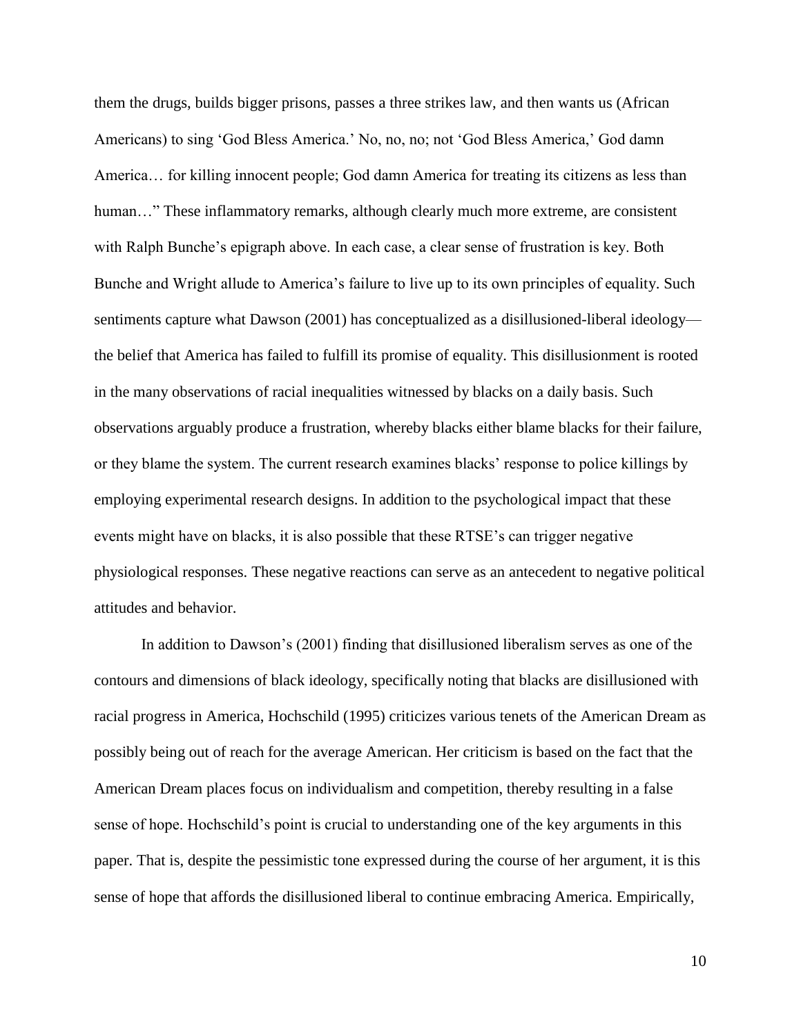them the drugs, builds bigger prisons, passes a three strikes law, and then wants us (African Americans) to sing 'God Bless America.' No, no, no; not 'God Bless America,' God damn America… for killing innocent people; God damn America for treating its citizens as less than human…" These inflammatory remarks, although clearly much more extreme, are consistent with Ralph Bunche's epigraph above. In each case, a clear sense of frustration is key. Both Bunche and Wright allude to America's failure to live up to its own principles of equality. Such sentiments capture what Dawson (2001) has conceptualized as a disillusioned-liberal ideology—the belief that America has failed to fulfill its promise of equality. This disillusionment is rooted in the many observations of racial inequalities witnessed by blacks on a daily basis. Such observations arguably produce a frustration, whereby blacks either blame blacks for their failure, or they blame the system. The current research examines blacks' response to police killings by employing experimental research designs. In addition to the psychological impact that these events might have on blacks, it is also possible that these RTSE's can trigger negative physiological responses. These negative reactions can serve as an antecedent to negative political attitudes and behavior.

In addition to Dawson's (2001) finding that disillusioned liberalism serves as one of the contours and dimensions of black ideology, specifically noting that blacks are disillusioned with racial progress in America, Hochschild (1995) criticizes various tenets of the American Dream as possibly being out of reach for the average American. Her criticism is based on the fact that the American Dream places focus on individualism and competition, thereby resulting in a false sense of hope. Hochschild's point is crucial to understanding one of the key arguments in this paper. That is, despite the pessimistic tone expressed during the course of her argument, it is this sense of hope that affords the disillusioned liberal to continue embracing America. Empirically,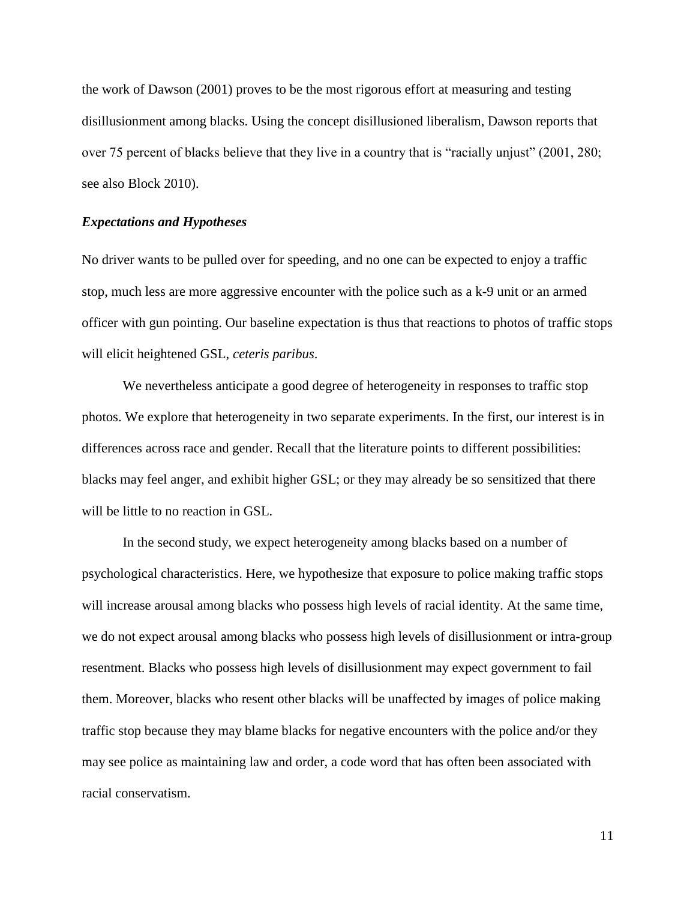the work of Dawson (2001) proves to be the most rigorous effort at measuring and testing disillusionment among blacks. Using the concept disillusioned liberalism, Dawson reports that over 75 percent of blacks believe that they live in a country that is "racially unjust" (2001, 280; see also Block 2010).

### *Expectations and Hypotheses*

No driver wants to be pulled over for speeding, and no one can be expected to enjoy a traffic stop, much less are more aggressive encounter with the police such as a k-9 unit or an armed officer with gun pointing. Our baseline expectation is thus that reactions to photos of traffic stops will elicit heightened GSL, *ceteris paribus*.

We nevertheless anticipate a good degree of heterogeneity in responses to traffic stop photos. We explore that heterogeneity in two separate experiments. In the first, our interest is in differences across race and gender. Recall that the literature points to different possibilities: blacks may feel anger, and exhibit higher GSL; or they may already be so sensitized that there will be little to no reaction in GSL.

In the second study, we expect heterogeneity among blacks based on a number of psychological characteristics. Here, we hypothesize that exposure to police making traffic stops will increase arousal among blacks who possess high levels of racial identity. At the same time, we do not expect arousal among blacks who possess high levels of disillusionment or intra-group resentment. Blacks who possess high levels of disillusionment may expect government to fail them. Moreover, blacks who resent other blacks will be unaffected by images of police making traffic stop because they may blame blacks for negative encounters with the police and/or they may see police as maintaining law and order, a code word that has often been associated with racial conservatism.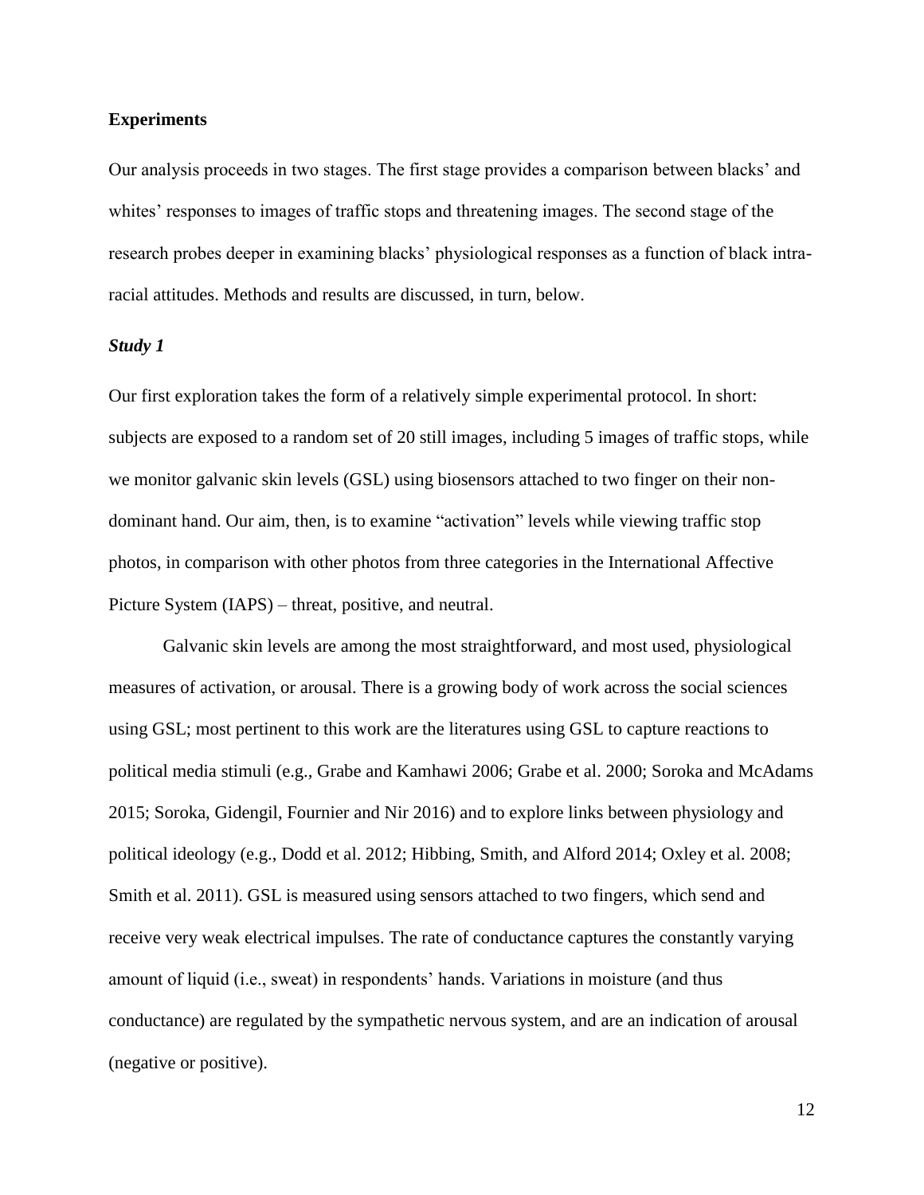## Experiments

Our analysis proceeds in two stages. The first stage provides a comparison between blacks' and whites' responses to images of traffic stops and threatening images. The second stage of the research probes deeper in examining blacks' physiological responses as a function of black intra-racial attitudes. Methods and results are discussed, in turn, below.

### *Study 1*

Our first exploration takes the form of a relatively simple experimental protocol. In short: subjects are exposed to a random set of 20 still images, including 5 images of traffic stops, while we monitor galvanic skin levels (GSL) using biosensors attached to two finger on their non-dominant hand. Our aim, then, is to examine "activation" levels while viewing traffic stop photos, in comparison with other photos from three categories in the International Affective Picture System (IAPS) – threat, positive, and neutral.

Galvanic skin levels are among the most straightforward, and most used, physiological measures of activation, or arousal. There is a growing body of work across the social sciences using GSL; most pertinent to this work are the literatures using GSL to capture reactions to political media stimuli (e.g., Grabe and Kamhawi 2006; Grabe et al. 2000; Soroka and McAdams 2015; Soroka, Gidengil, Fournier and Nir 2016) and to explore links between physiology and political ideology (e.g., Dodd et al. 2012; Hibbing, Smith, and Alford 2014; Oxley et al. 2008; Smith et al. 2011). GSL is measured using sensors attached to two fingers, which send and receive very weak electrical impulses. The rate of conductance captures the constantly varying amount of liquid (i.e., sweat) in respondents' hands. Variations in moisture (and thus conductance) are regulated by the sympathetic nervous system, and are an indication of arousal (negative or positive).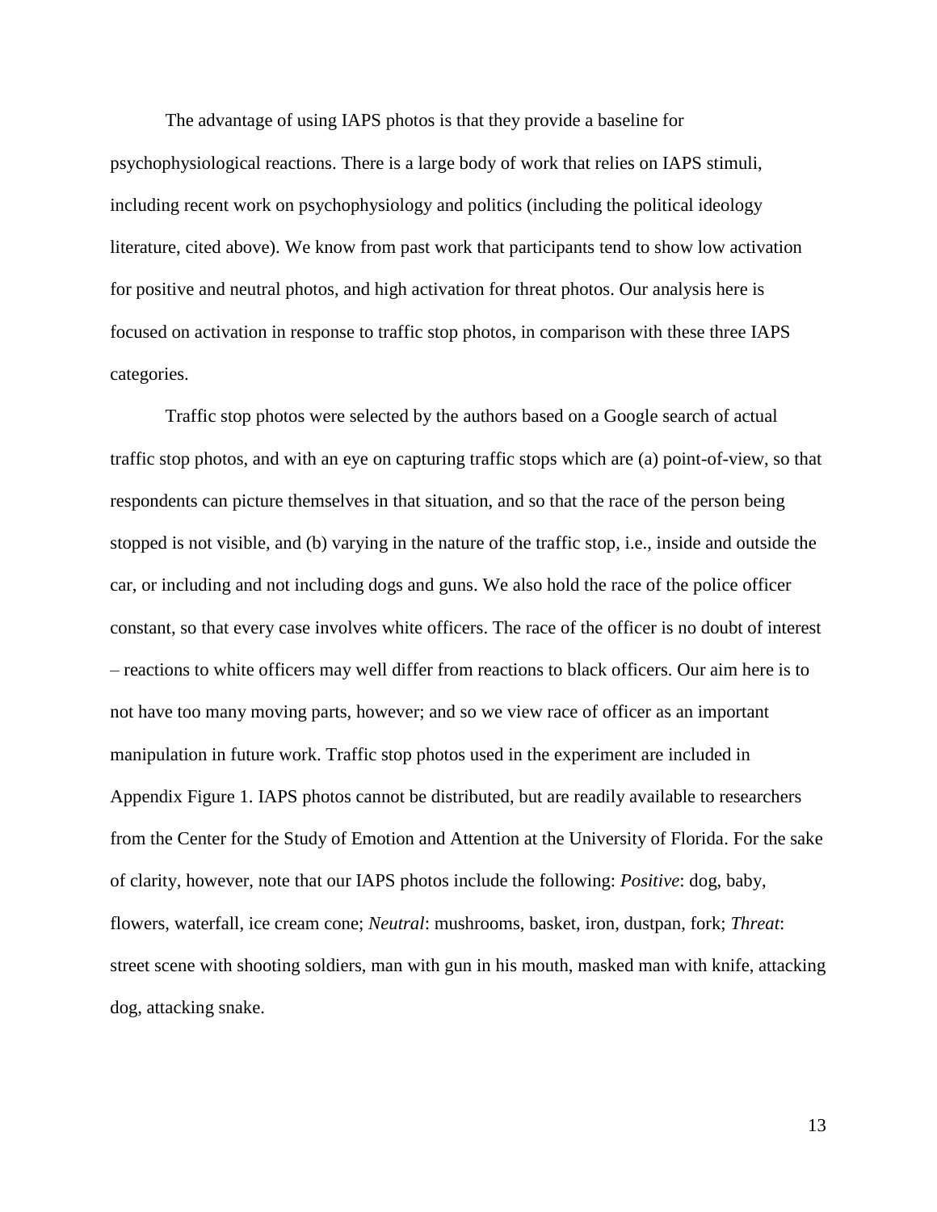The advantage of using IAPS photos is that they provide a baseline for psychophysiological reactions. There is a large body of work that relies on IAPS stimuli, including recent work on psychophysiology and politics (including the political ideology literature, cited above). We know from past work that participants tend to show low activation for positive and neutral photos, and high activation for threat photos. Our analysis here is focused on activation in response to traffic stop photos, in comparison with these three IAPS categories.

Traffic stop photos were selected by the authors based on a Google search of actual traffic stop photos, and with an eye on capturing traffic stops which are (a) point-of-view, so that respondents can picture themselves in that situation, and so that the race of the person being stopped is not visible, and (b) varying in the nature of the traffic stop, i.e., inside and outside the car, or including and not including dogs and guns. We also hold the race of the police officer constant, so that every case involves white officers. The race of the officer is no doubt of interest – reactions to white officers may well differ from reactions to black officers. Our aim here is to not have too many moving parts, however; and so we view race of officer as an important manipulation in future work. Traffic stop photos used in the experiment are included in Appendix Figure 1. IAPS photos cannot be distributed, but are readily available to researchers from the Center for the Study of Emotion and Attention at the University of Florida. For the sake of clarity, however, note that our IAPS photos include the following: *Positive*: dog, baby, flowers, waterfall, ice cream cone; *Neutral*: mushrooms, basket, iron, dustpan, fork; *Threat*: street scene with shooting soldiers, man with gun in his mouth, masked man with knife, attacking dog, attacking snake.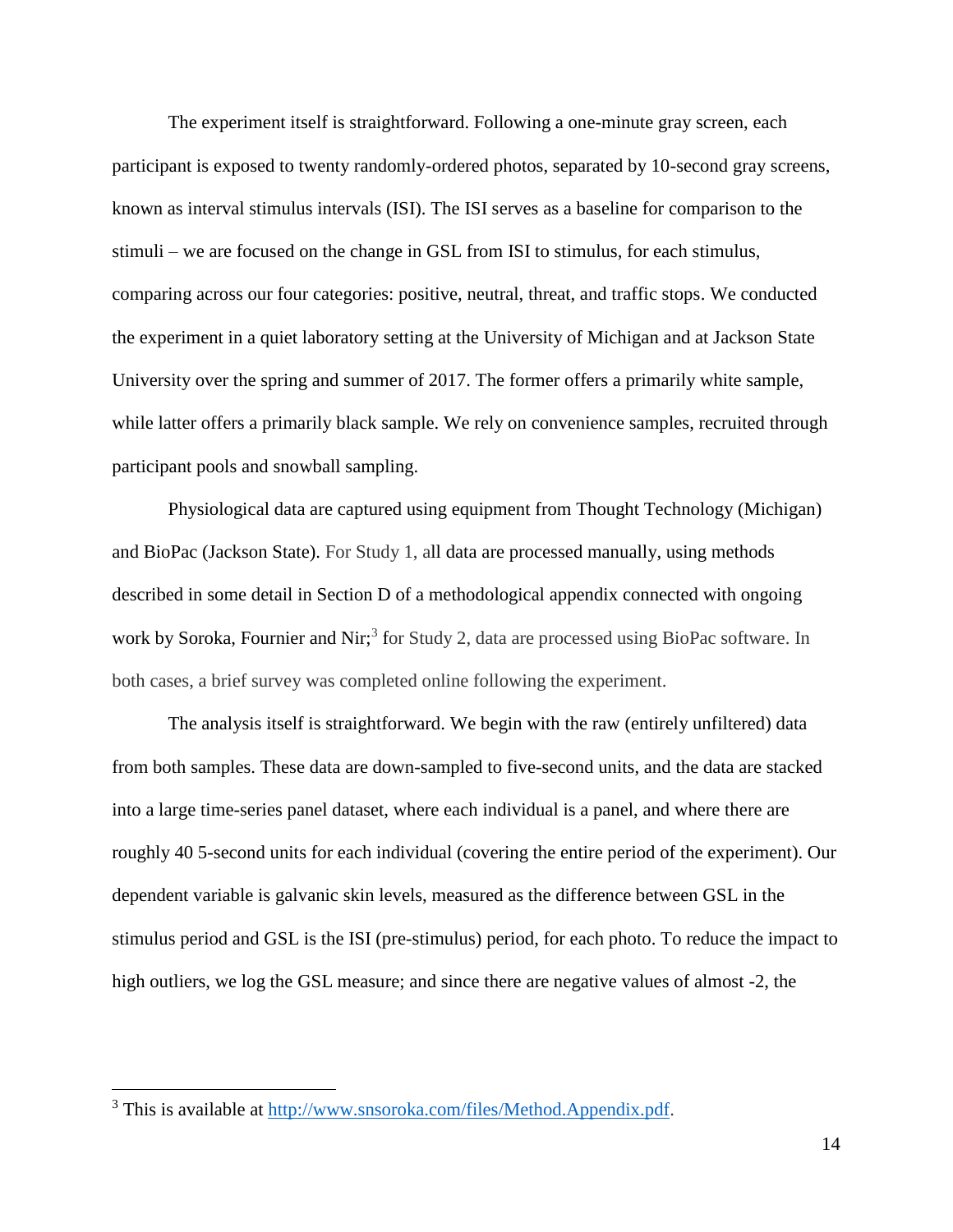The experiment itself is straightforward. Following a one-minute gray screen, each participant is exposed to twenty randomly-ordered photos, separated by 10-second gray screens, known as interval stimulus intervals (ISI). The ISI serves as a baseline for comparison to the stimuli – we are focused on the change in GSL from ISI to stimulus, for each stimulus, comparing across our four categories: positive, neutral, threat, and traffic stops. We conducted the experiment in a quiet laboratory setting at the University of Michigan and at Jackson State University over the spring and summer of 2017. The former offers a primarily white sample, while latter offers a primarily black sample. We rely on convenience samples, recruited through participant pools and snowball sampling.

Physiological data are captured using equipment from Thought Technology (Michigan) and BioPac (Jackson State). For Study 1, all data are processed manually, using methods described in some detail in Section D of a methodological appendix connected with ongoing work by Soroka, Fournier and Nir;[3] for Study 2, data are processed using BioPac software. In both cases, a brief survey was completed online following the experiment.

The analysis itself is straightforward. We begin with the raw (entirely unfiltered) data from both samples. These data are down-sampled to five-second units, and the data are stacked into a large time-series panel dataset, where each individual is a panel, and where there are roughly 40 5-second units for each individual (covering the entire period of the experiment). Our dependent variable is galvanic skin levels, measured as the difference between GSL in the stimulus period and GSL is the ISI (pre-stimulus) period, for each photo. To reduce the impact to high outliers, we log the GSL measure; and since there are negative values of almost -2, the

---

[3] This is available at http://www.snsoroka.com/files/Method.Appendix.pdf.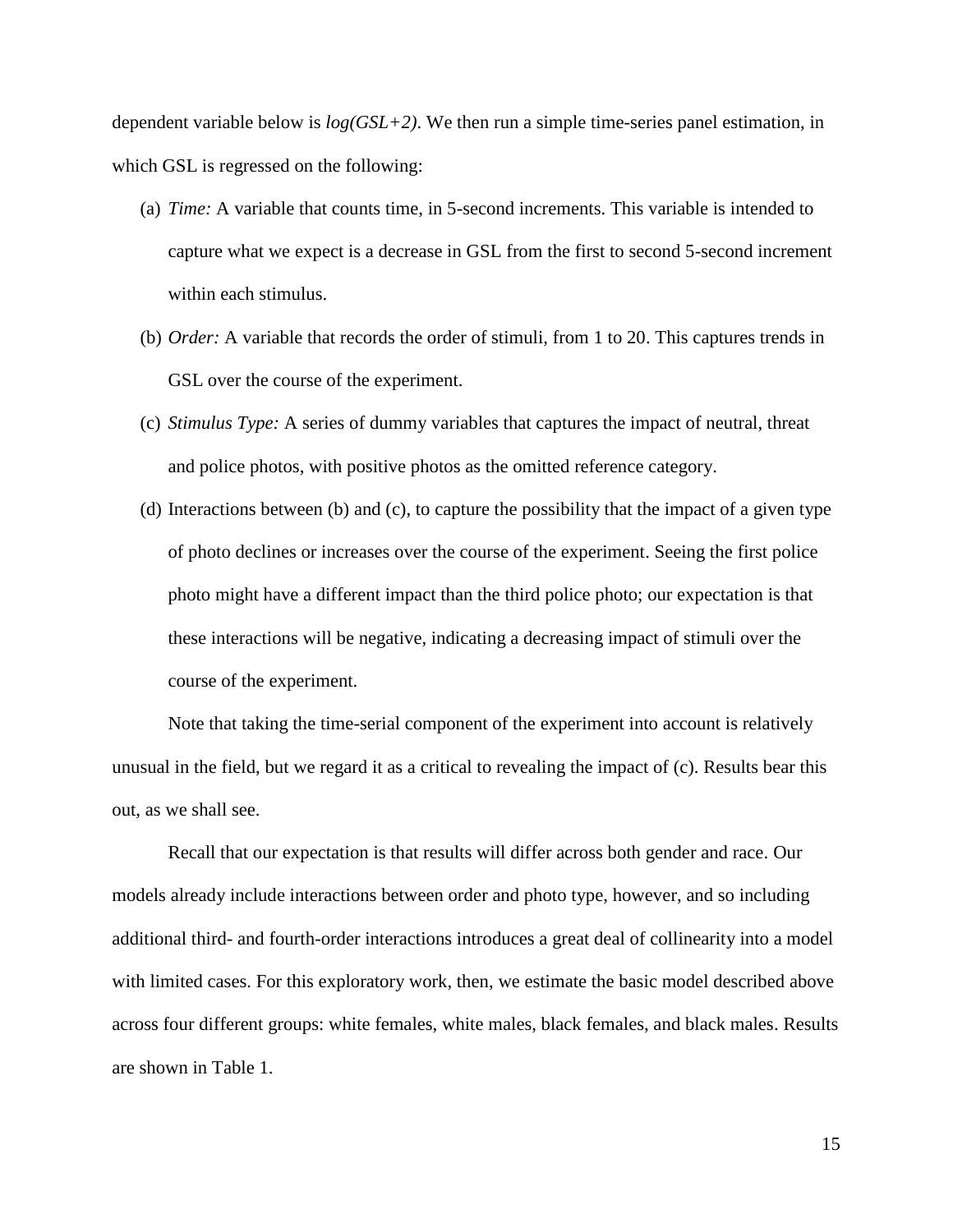dependent variable below is *log(GSL+2)*. We then run a simple time-series panel estimation, in which GSL is regressed on the following:

(a) *Time:* A variable that counts time, in 5-second increments. This variable is intended to capture what we expect is a decrease in GSL from the first to second 5-second increment within each stimulus.

(b) *Order:* A variable that records the order of stimuli, from 1 to 20. This captures trends in GSL over the course of the experiment.

(c) *Stimulus Type:* A series of dummy variables that captures the impact of neutral, threat and police photos, with positive photos as the omitted reference category.

(d) Interactions between (b) and (c), to capture the possibility that the impact of a given type of photo declines or increases over the course of the experiment. Seeing the first police photo might have a different impact than the third police photo; our expectation is that these interactions will be negative, indicating a decreasing impact of stimuli over the course of the experiment.

Note that taking the time-serial component of the experiment into account is relatively unusual in the field, but we regard it as a critical to revealing the impact of (c). Results bear this out, as we shall see.

Recall that our expectation is that results will differ across both gender and race. Our models already include interactions between order and photo type, however, and so including additional third- and fourth-order interactions introduces a great deal of collinearity into a model with limited cases. For this exploratory work, then, we estimate the basic model described above across four different groups: white females, white males, black females, and black males. Results are shown in Table 1.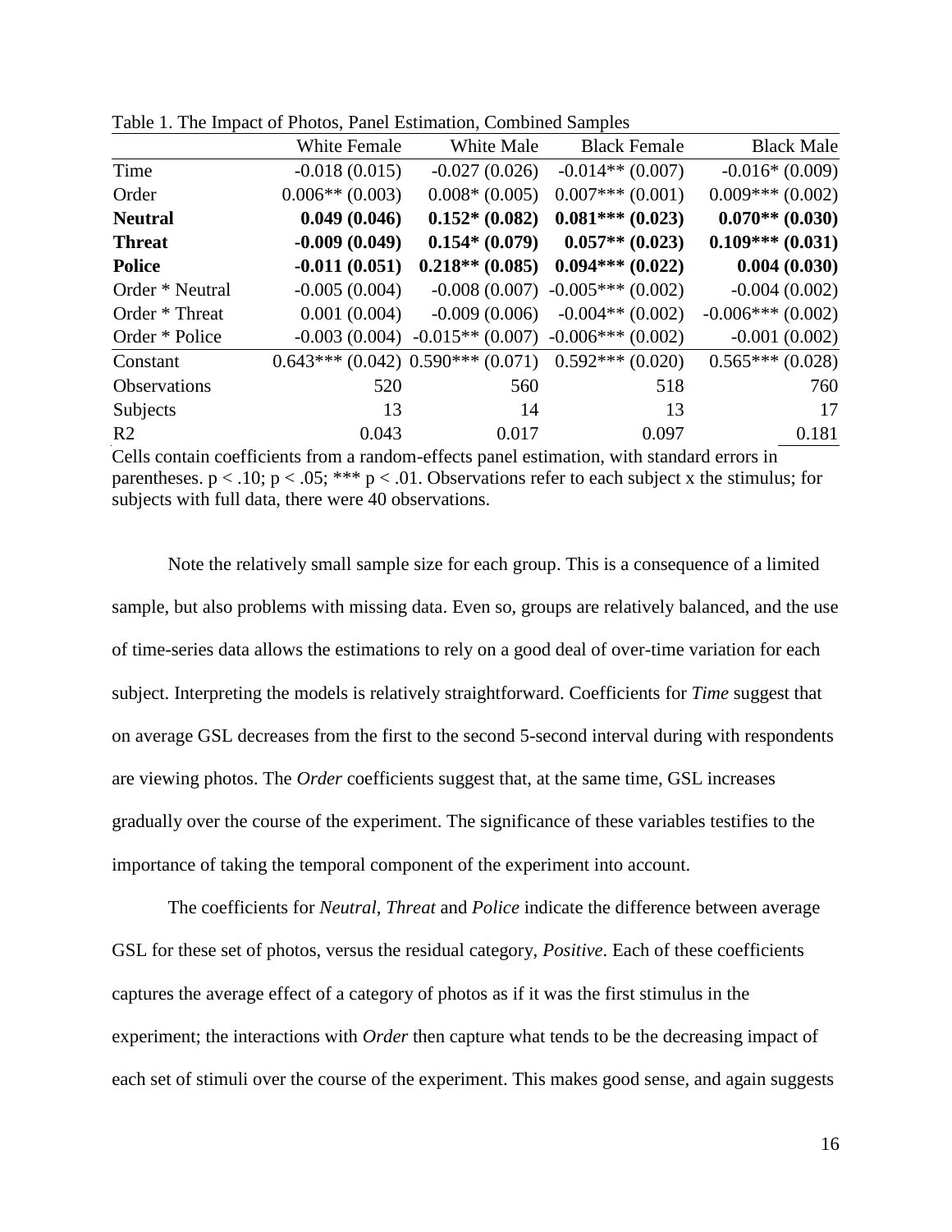Table 1. The Impact of Photos, Panel Estimation, Combined Samples

| | White Female | White Male | Black Female | Black Male |
|---|---|---|---|---|
| Time | -0.018 (0.015) | -0.027 (0.026) | -0.014** (0.007) | -0.016* (0.009) |
| Order | 0.006** (0.003) | 0.008* (0.005) | 0.007*** (0.001) | 0.009*** (0.002) |
| **Neutral** | **0.049 (0.046)** | **0.152* (0.082)** | **0.081*** (0.023)** | **0.070** (0.030)** |
| **Threat** | **-0.009 (0.049)** | **0.154* (0.079)** | **0.057** (0.023)** | **0.109*** (0.031)** |
| **Police** | **-0.011 (0.051)** | **0.218** (0.085)** | **0.094*** (0.022)** | **0.004 (0.030)** |
| Order * Neutral | -0.005 (0.004) | -0.008 (0.007) | -0.005*** (0.002) | -0.004 (0.002) |
| Order * Threat | 0.001 (0.004) | -0.009 (0.006) | -0.004** (0.002) | -0.006*** (0.002) |
| Order * Police | -0.003 (0.004) | -0.015** (0.007) | -0.006*** (0.002) | -0.001 (0.002) |
| Constant | 0.643*** (0.042) | 0.590*** (0.071) | 0.592*** (0.020) | 0.565*** (0.028) |
| Observations | 520 | 560 | 518 | 760 |
| Subjects | 13 | 14 | 13 | 17 |
| R2 | 0.043 | 0.017 | 0.097 | 0.181 |

Cells contain coefficients from a random-effects panel estimation, with standard errors in parentheses. $p < .10$; $p < .05$; *** $p < .01$. Observations refer to each subject x the stimulus; for subjects with full data, there were 40 observations.

Note the relatively small sample size for each group. This is a consequence of a limited sample, but also problems with missing data. Even so, groups are relatively balanced, and the use of time-series data allows the estimations to rely on a good deal of over-time variation for each subject. Interpreting the models is relatively straightforward. Coefficients for *Time* suggest that on average GSL decreases from the first to the second 5-second interval during with respondents are viewing photos. The *Order* coefficients suggest that, at the same time, GSL increases gradually over the course of the experiment. The significance of these variables testifies to the importance of taking the temporal component of the experiment into account.

The coefficients for *Neutral*, *Threat* and *Police* indicate the difference between average GSL for these set of photos, versus the residual category, *Positive*. Each of these coefficients captures the average effect of a category of photos as if it was the first stimulus in the experiment; the interactions with *Order* then capture what tends to be the decreasing impact of each set of stimuli over the course of the experiment. This makes good sense, and again suggests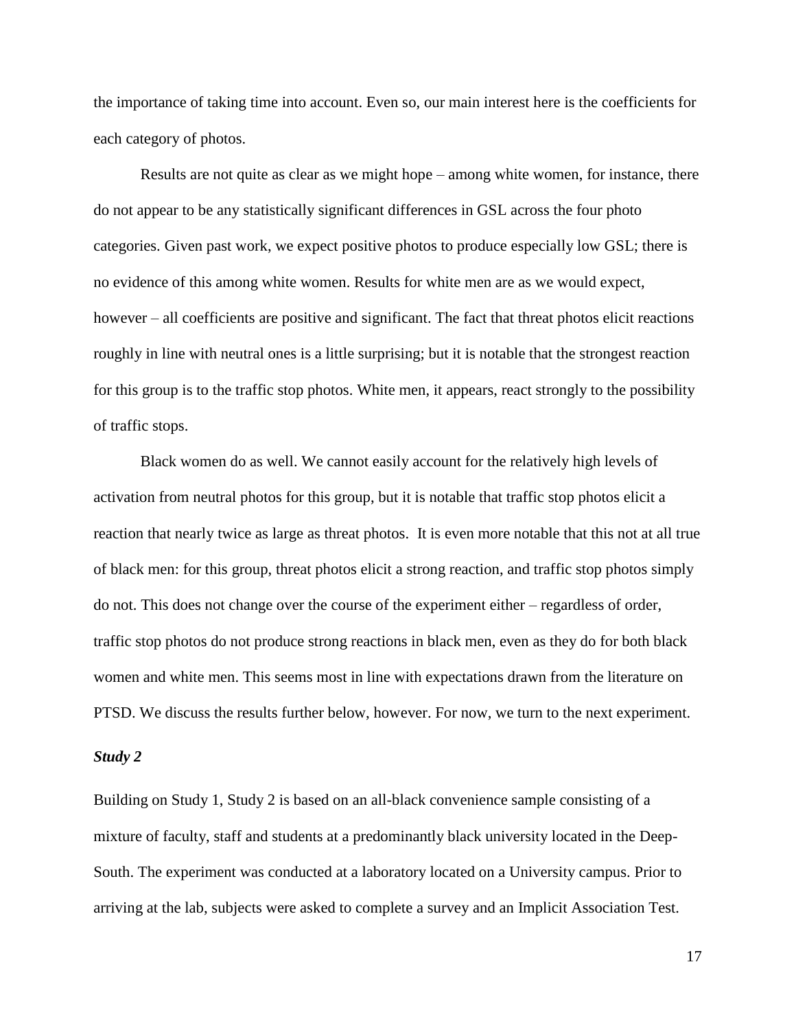the importance of taking time into account. Even so, our main interest here is the coefficients for each category of photos.

Results are not quite as clear as we might hope – among white women, for instance, there do not appear to be any statistically significant differences in GSL across the four photo categories. Given past work, we expect positive photos to produce especially low GSL; there is no evidence of this among white women. Results for white men are as we would expect, however – all coefficients are positive and significant. The fact that threat photos elicit reactions roughly in line with neutral ones is a little surprising; but it is notable that the strongest reaction for this group is to the traffic stop photos. White men, it appears, react strongly to the possibility of traffic stops.

Black women do as well. We cannot easily account for the relatively high levels of activation from neutral photos for this group, but it is notable that traffic stop photos elicit a reaction that nearly twice as large as threat photos. It is even more notable that this not at all true of black men: for this group, threat photos elicit a strong reaction, and traffic stop photos simply do not. This does not change over the course of the experiment either – regardless of order, traffic stop photos do not produce strong reactions in black men, even as they do for both black women and white men. This seems most in line with expectations drawn from the literature on PTSD. We discuss the results further below, however. For now, we turn to the next experiment.

### *Study 2*

Building on Study 1, Study 2 is based on an all-black convenience sample consisting of a mixture of faculty, staff and students at a predominantly black university located in the Deep-South. The experiment was conducted at a laboratory located on a University campus. Prior to arriving at the lab, subjects were asked to complete a survey and an Implicit Association Test.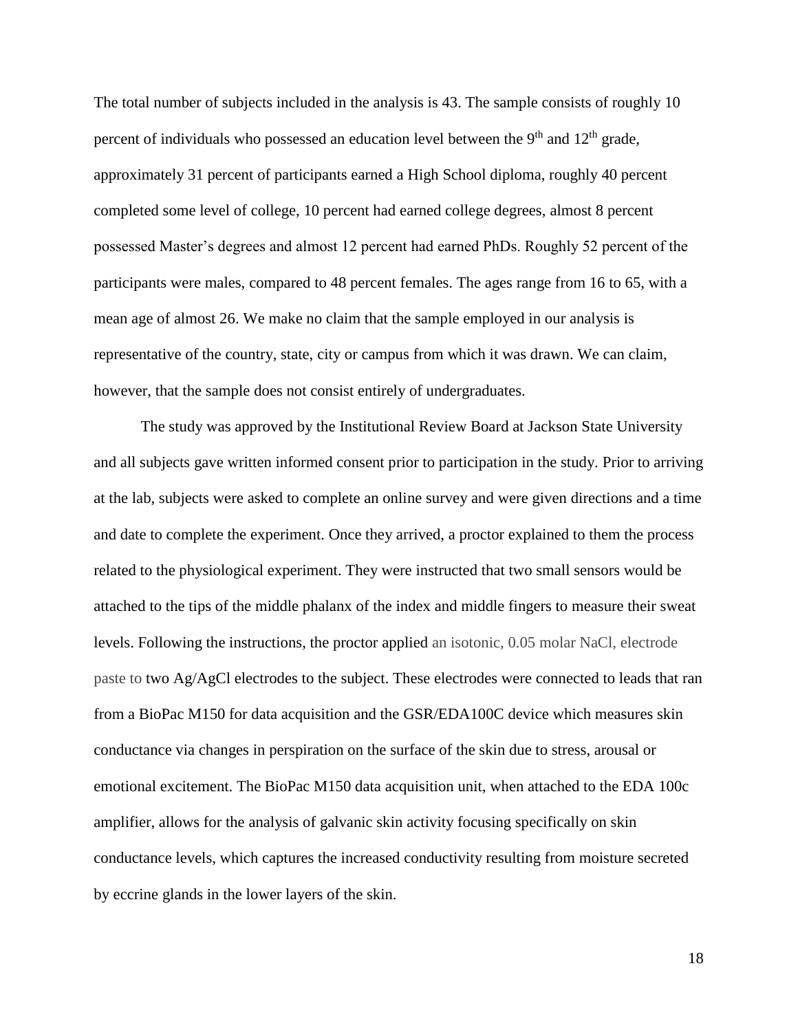The total number of subjects included in the analysis is 43. The sample consists of roughly 10 percent of individuals who possessed an education level between the $9^{th}$ and $12^{th}$ grade, approximately 31 percent of participants earned a High School diploma, roughly 40 percent completed some level of college, 10 percent had earned college degrees, almost 8 percent possessed Master's degrees and almost 12 percent had earned PhDs. Roughly 52 percent of the participants were males, compared to 48 percent females. The ages range from 16 to 65, with a mean age of almost 26. We make no claim that the sample employed in our analysis is representative of the country, state, city or campus from which it was drawn. We can claim, however, that the sample does not consist entirely of undergraduates.

The study was approved by the Institutional Review Board at Jackson State University and all subjects gave written informed consent prior to participation in the study. Prior to arriving at the lab, subjects were asked to complete an online survey and were given directions and a time and date to complete the experiment. Once they arrived, a proctor explained to them the process related to the physiological experiment. They were instructed that two small sensors would be attached to the tips of the middle phalanx of the index and middle fingers to measure their sweat levels. Following the instructions, the proctor applied an isotonic, 0.05 molar NaCl, electrode paste to two Ag/AgCl electrodes to the subject. These electrodes were connected to leads that ran from a BioPac M150 for data acquisition and the GSR/EDA100C device which measures skin conductance via changes in perspiration on the surface of the skin due to stress, arousal or emotional excitement. The BioPac M150 data acquisition unit, when attached to the EDA 100c amplifier, allows for the analysis of galvanic skin activity focusing specifically on skin conductance levels, which captures the increased conductivity resulting from moisture secreted by eccrine glands in the lower layers of the skin.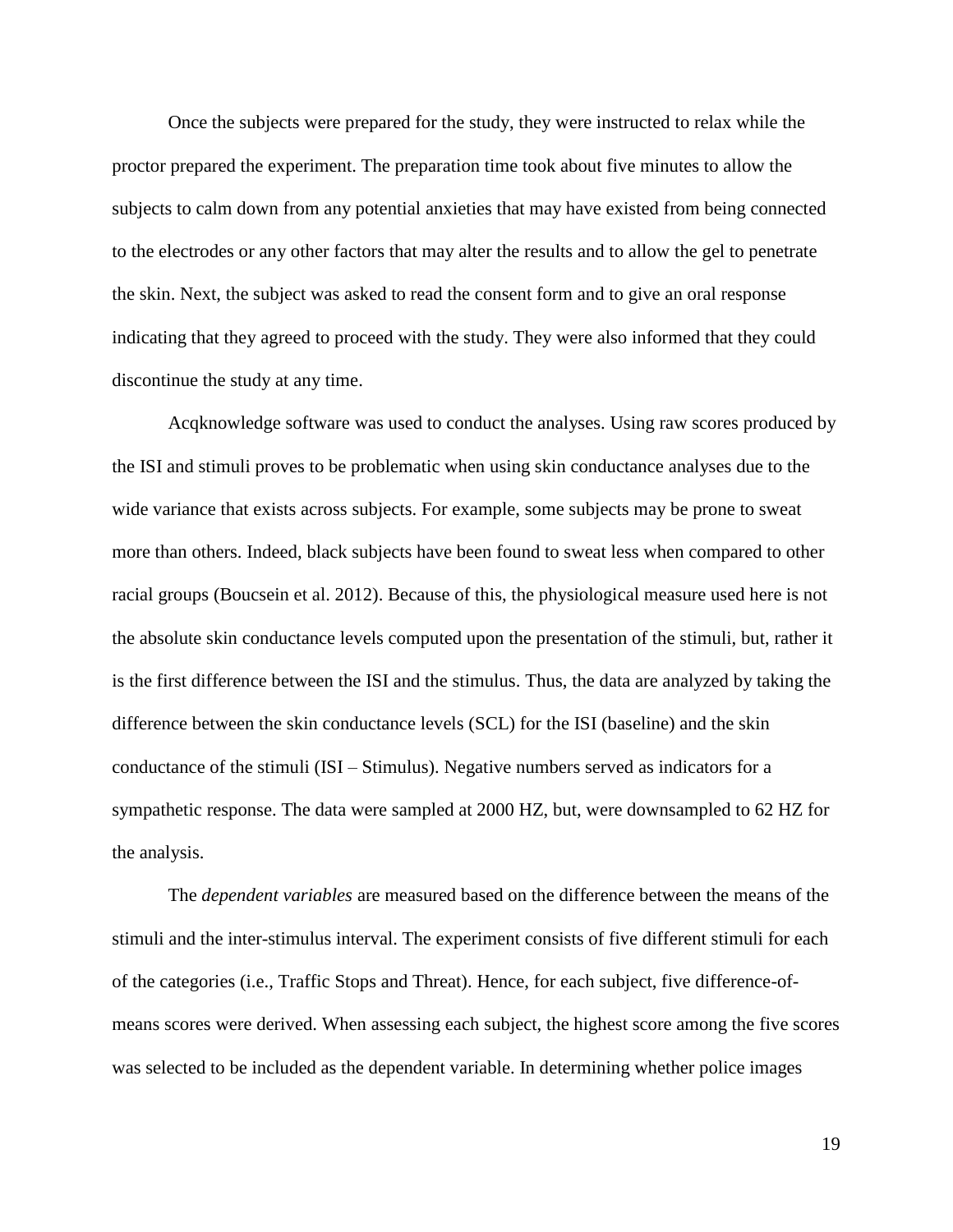Once the subjects were prepared for the study, they were instructed to relax while the proctor prepared the experiment. The preparation time took about five minutes to allow the subjects to calm down from any potential anxieties that may have existed from being connected to the electrodes or any other factors that may alter the results and to allow the gel to penetrate the skin. Next, the subject was asked to read the consent form and to give an oral response indicating that they agreed to proceed with the study. They were also informed that they could discontinue the study at any time.

Acqknowledge software was used to conduct the analyses. Using raw scores produced by the ISI and stimuli proves to be problematic when using skin conductance analyses due to the wide variance that exists across subjects. For example, some subjects may be prone to sweat more than others. Indeed, black subjects have been found to sweat less when compared to other racial groups (Boucsein et al. 2012). Because of this, the physiological measure used here is not the absolute skin conductance levels computed upon the presentation of the stimuli, but, rather it is the first difference between the ISI and the stimulus. Thus, the data are analyzed by taking the difference between the skin conductance levels (SCL) for the ISI (baseline) and the skin conductance of the stimuli (ISI – Stimulus). Negative numbers served as indicators for a sympathetic response. The data were sampled at 2000 HZ, but, were downsampled to 62 HZ for the analysis.

The *dependent variables* are measured based on the difference between the means of the stimuli and the inter-stimulus interval. The experiment consists of five different stimuli for each of the categories (i.e., Traffic Stops and Threat). Hence, for each subject, five difference-of-means scores were derived. When assessing each subject, the highest score among the five scores was selected to be included as the dependent variable. In determining whether police images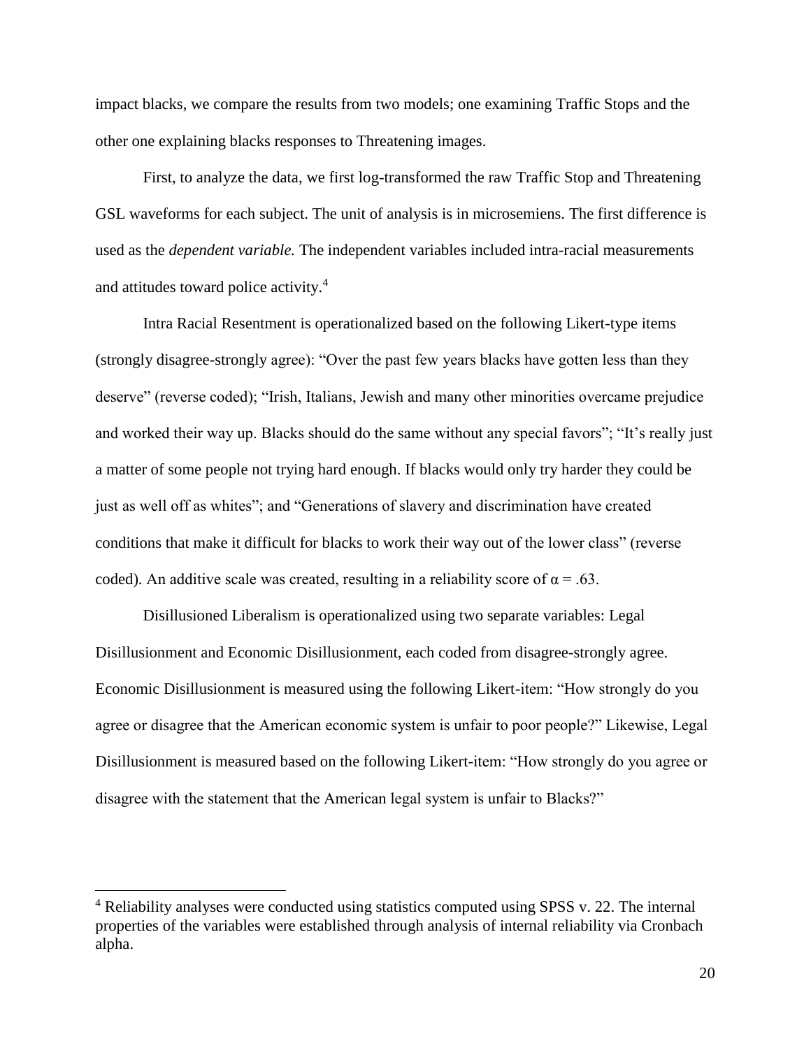impact blacks, we compare the results from two models; one examining Traffic Stops and the other one explaining blacks responses to Threatening images.

First, to analyze the data, we first log-transformed the raw Traffic Stop and Threatening GSL waveforms for each subject. The unit of analysis is in microsemiens. The first difference is used as the *dependent variable.* The independent variables included intra-racial measurements and attitudes toward police activity.[4]

Intra Racial Resentment is operationalized based on the following Likert-type items (strongly disagree-strongly agree): "Over the past few years blacks have gotten less than they deserve" (reverse coded); "Irish, Italians, Jewish and many other minorities overcame prejudice and worked their way up. Blacks should do the same without any special favors"; "It's really just a matter of some people not trying hard enough. If blacks would only try harder they could be just as well off as whites"; and "Generations of slavery and discrimination have created conditions that make it difficult for blacks to work their way out of the lower class" (reverse coded). An additive scale was created, resulting in a reliability score of $\alpha = .63$.

Disillusioned Liberalism is operationalized using two separate variables: Legal Disillusionment and Economic Disillusionment, each coded from disagree-strongly agree. Economic Disillusionment is measured using the following Likert-item: "How strongly do you agree or disagree that the American economic system is unfair to poor people?" Likewise, Legal Disillusionment is measured based on the following Likert-item: "How strongly do you agree or disagree with the statement that the American legal system is unfair to Blacks?"

[4] Reliability analyses were conducted using statistics computed using SPSS v. 22. The internal properties of the variables were established through analysis of internal reliability via Cronbach alpha.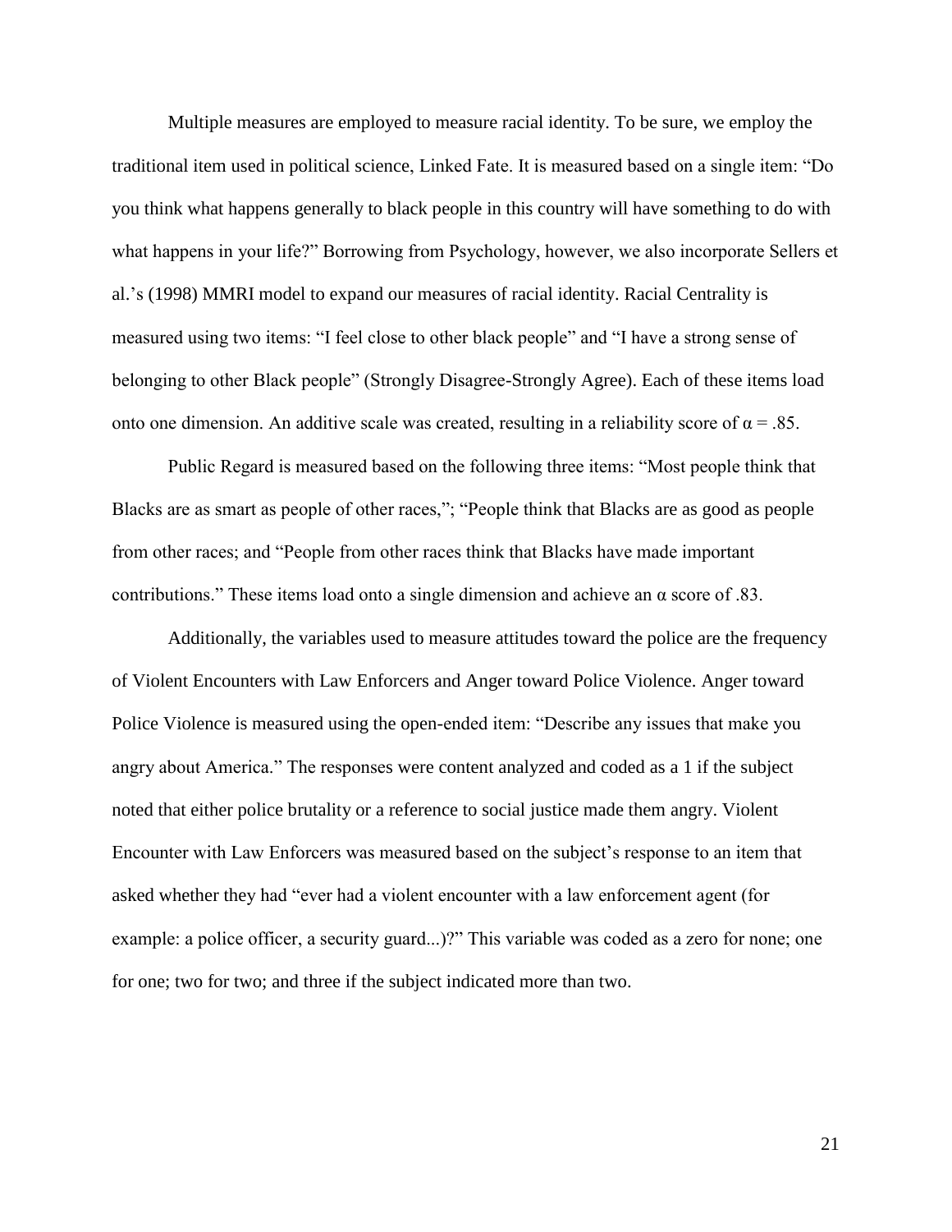Multiple measures are employed to measure racial identity. To be sure, we employ the traditional item used in political science, Linked Fate. It is measured based on a single item: "Do you think what happens generally to black people in this country will have something to do with what happens in your life?" Borrowing from Psychology, however, we also incorporate Sellers et al.'s (1998) MMRI model to expand our measures of racial identity. Racial Centrality is measured using two items: "I feel close to other black people" and "I have a strong sense of belonging to other Black people" (Strongly Disagree-Strongly Agree). Each of these items load onto one dimension. An additive scale was created, resulting in a reliability score of $\alpha = .85$.

Public Regard is measured based on the following three items: "Most people think that Blacks are as smart as people of other races,"; "People think that Blacks are as good as people from other races; and "People from other races think that Blacks have made important contributions." These items load onto a single dimension and achieve an $\alpha$ score of .83.

Additionally, the variables used to measure attitudes toward the police are the frequency of Violent Encounters with Law Enforcers and Anger toward Police Violence. Anger toward Police Violence is measured using the open-ended item: "Describe any issues that make you angry about America." The responses were content analyzed and coded as a 1 if the subject noted that either police brutality or a reference to social justice made them angry. Violent Encounter with Law Enforcers was measured based on the subject's response to an item that asked whether they had "ever had a violent encounter with a law enforcement agent (for example: a police officer, a security guard...)?" This variable was coded as a zero for none; one for one; two for two; and three if the subject indicated more than two.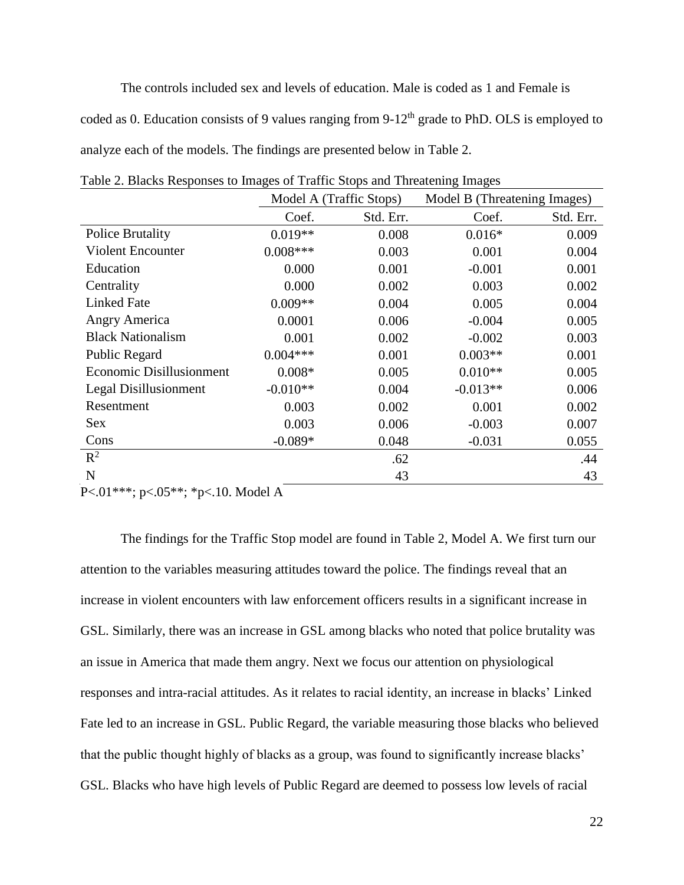The controls included sex and levels of education. Male is coded as 1 and Female is coded as 0. Education consists of 9 values ranging from 9-12th grade to PhD. OLS is employed to analyze each of the models. The findings are presented below in Table 2.

Table 2. Blacks Responses to Images of Traffic Stops and Threatening Images

| | Model A (Traffic Stops) | | Model B (Threatening Images) | |
|---|---|---|---|---|
| | Coef. | Std. Err. | Coef. | Std. Err. |
| Police Brutality | 0.019** | 0.008 | 0.016* | 0.009 |
| Violent Encounter | 0.008*** | 0.003 | 0.001 | 0.004 |
| Education | 0.000 | 0.001 | -0.001 | 0.001 |
| Centrality | 0.000 | 0.002 | 0.003 | 0.002 |
| Linked Fate | 0.009** | 0.004 | 0.005 | 0.004 |
| Angry America | 0.0001 | 0.006 | -0.004 | 0.005 |
| Black Nationalism | 0.001 | 0.002 | -0.002 | 0.003 |
| Public Regard | 0.004*** | 0.001 | 0.003** | 0.001 |
| Economic Disillusionment | 0.008* | 0.005 | 0.010** | 0.005 |
| Legal Disillusionment | -0.010** | 0.004 | -0.013** | 0.006 |
| Resentment | 0.003 | 0.002 | 0.001 | 0.002 |
| Sex | 0.003 | 0.006 | -0.003 | 0.007 |
| Cons | -0.089* | 0.048 | -0.031 | 0.055 |
| $R^2$ | | .62 | | .44 |
| N | | 43 | | 43 |

P<.01***; p<.05**; *p<.10. Model A

The findings for the Traffic Stop model are found in Table 2, Model A. We first turn our attention to the variables measuring attitudes toward the police. The findings reveal that an increase in violent encounters with law enforcement officers results in a significant increase in GSL. Similarly, there was an increase in GSL among blacks who noted that police brutality was an issue in America that made them angry. Next we focus our attention on physiological responses and intra-racial attitudes. As it relates to racial identity, an increase in blacks' Linked Fate led to an increase in GSL. Public Regard, the variable measuring those blacks who believed that the public thought highly of blacks as a group, was found to significantly increase blacks' GSL. Blacks who have high levels of Public Regard are deemed to possess low levels of racial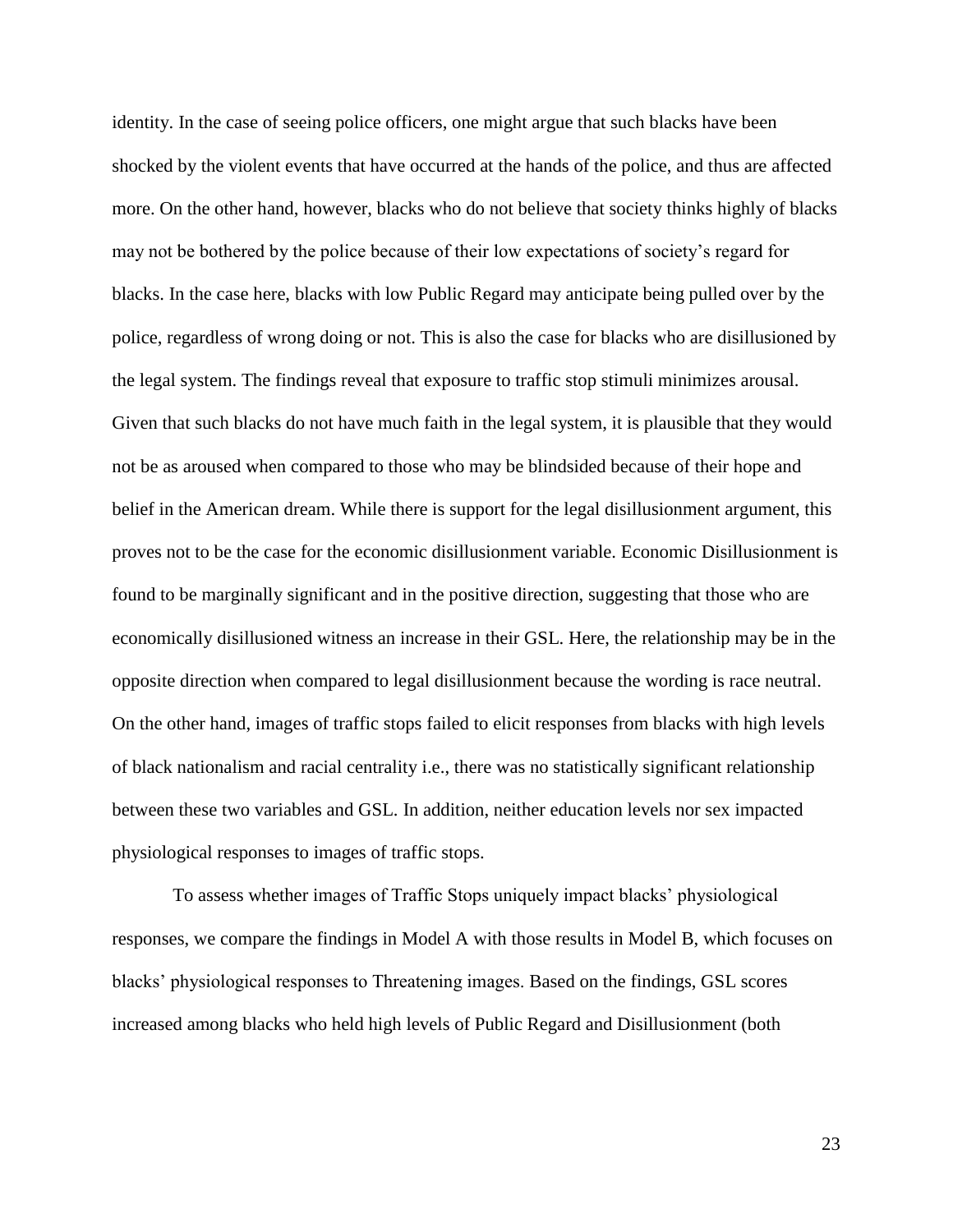identity. In the case of seeing police officers, one might argue that such blacks have been shocked by the violent events that have occurred at the hands of the police, and thus are affected more. On the other hand, however, blacks who do not believe that society thinks highly of blacks may not be bothered by the police because of their low expectations of society's regard for blacks. In the case here, blacks with low Public Regard may anticipate being pulled over by the police, regardless of wrong doing or not. This is also the case for blacks who are disillusioned by the legal system. The findings reveal that exposure to traffic stop stimuli minimizes arousal. Given that such blacks do not have much faith in the legal system, it is plausible that they would not be as aroused when compared to those who may be blindsided because of their hope and belief in the American dream. While there is support for the legal disillusionment argument, this proves not to be the case for the economic disillusionment variable. Economic Disillusionment is found to be marginally significant and in the positive direction, suggesting that those who are economically disillusioned witness an increase in their GSL. Here, the relationship may be in the opposite direction when compared to legal disillusionment because the wording is race neutral. On the other hand, images of traffic stops failed to elicit responses from blacks with high levels of black nationalism and racial centrality i.e., there was no statistically significant relationship between these two variables and GSL. In addition, neither education levels nor sex impacted physiological responses to images of traffic stops.

To assess whether images of Traffic Stops uniquely impact blacks' physiological responses, we compare the findings in Model A with those results in Model B, which focuses on blacks' physiological responses to Threatening images. Based on the findings, GSL scores increased among blacks who held high levels of Public Regard and Disillusionment (both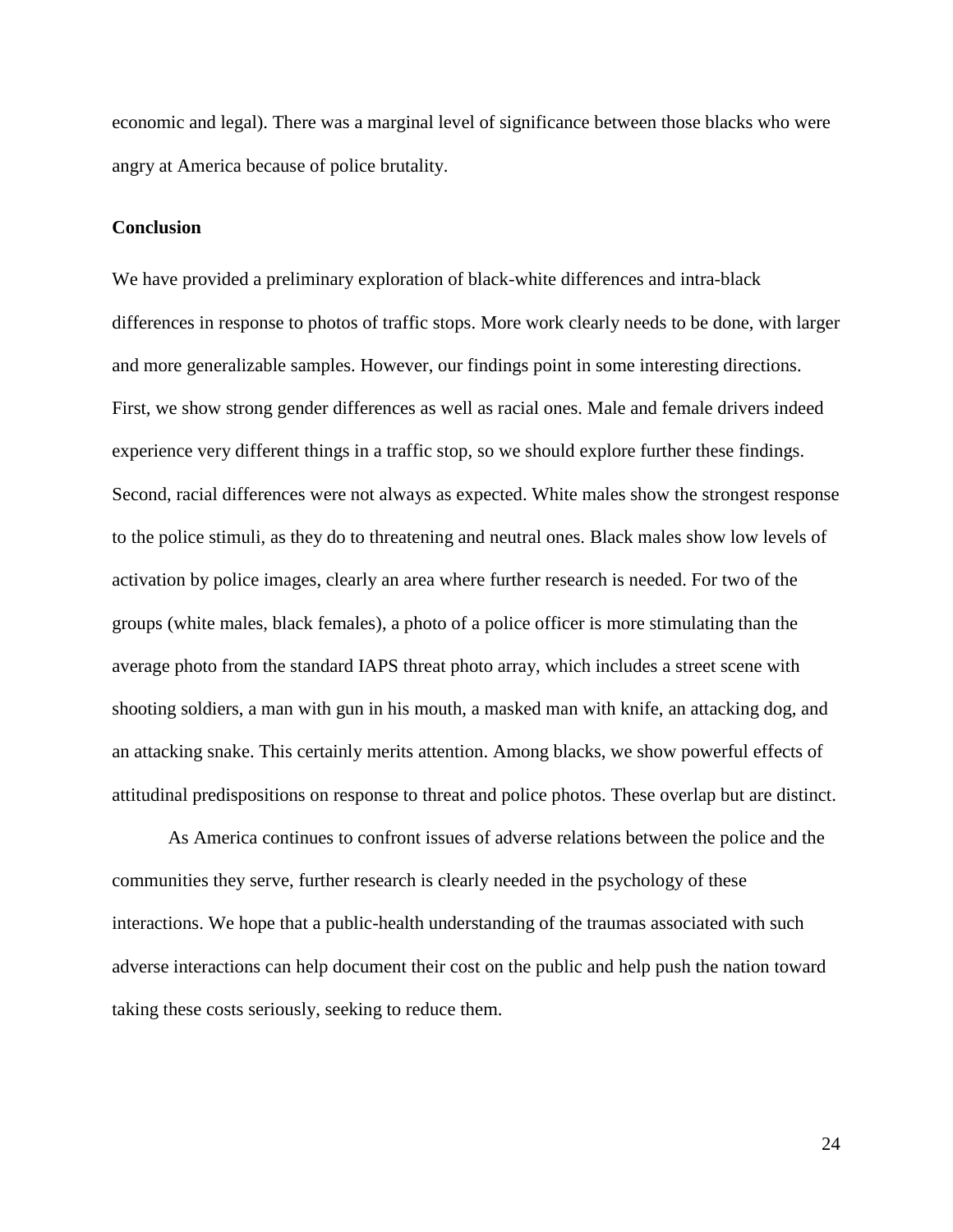economic and legal). There was a marginal level of significance between those blacks who were angry at America because of police brutality.

**Conclusion**

We have provided a preliminary exploration of black-white differences and intra-black differences in response to photos of traffic stops. More work clearly needs to be done, with larger and more generalizable samples. However, our findings point in some interesting directions. First, we show strong gender differences as well as racial ones. Male and female drivers indeed experience very different things in a traffic stop, so we should explore further these findings. Second, racial differences were not always as expected. White males show the strongest response to the police stimuli, as they do to threatening and neutral ones. Black males show low levels of activation by police images, clearly an area where further research is needed. For two of the groups (white males, black females), a photo of a police officer is more stimulating than the average photo from the standard IAPS threat photo array, which includes a street scene with shooting soldiers, a man with gun in his mouth, a masked man with knife, an attacking dog, and an attacking snake. This certainly merits attention. Among blacks, we show powerful effects of attitudinal predispositions on response to threat and police photos. These overlap but are distinct.

As America continues to confront issues of adverse relations between the police and the communities they serve, further research is clearly needed in the psychology of these interactions. We hope that a public-health understanding of the traumas associated with such adverse interactions can help document their cost on the public and help push the nation toward taking these costs seriously, seeking to reduce them.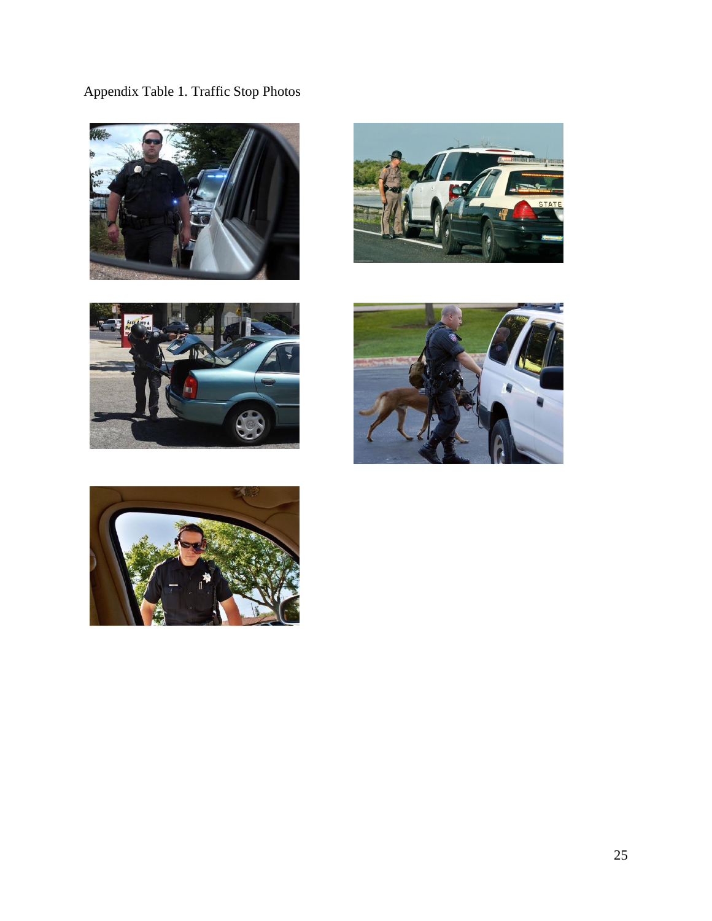Appendix Table 1. Traffic Stop Photos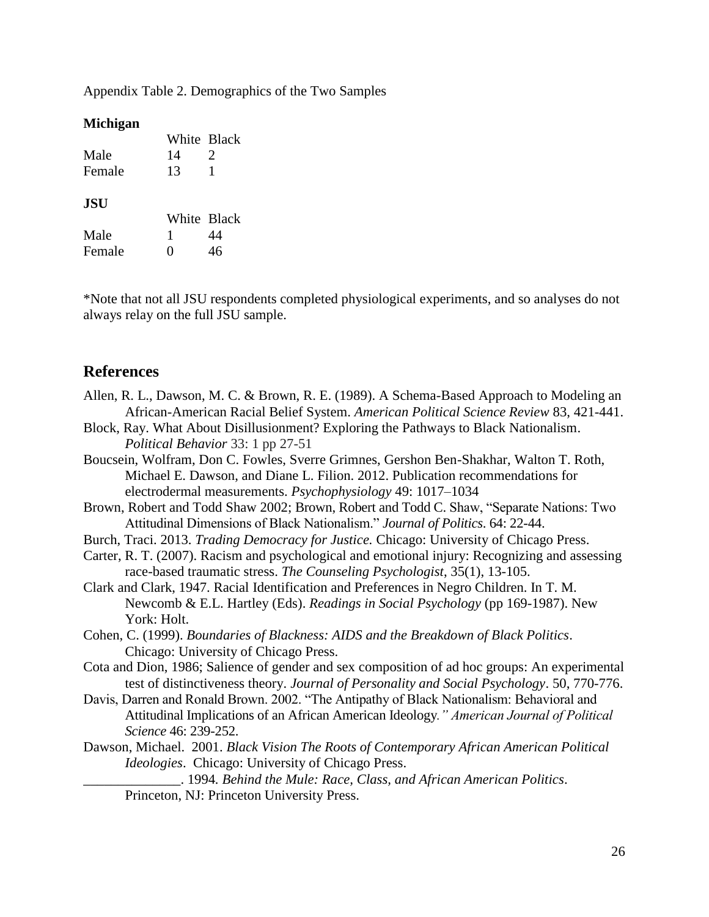Appendix Table 2. Demographics of the Two Samples

**Michigan**

| | White | Black |
|---|---|---|
| Male | 14 | 2 |
| Female | 13 | 1 |

**JSU**

| | White | Black |
|---|---|---|
| Male | 1 | 44 |
| Female | 0 | 46 |

*Note that not all JSU respondents completed physiological experiments, and so analyses do not always relay on the full JSU sample.

## References

Allen, R. L., Dawson, M. C. & Brown, R. E. (1989). A Schema-Based Approach to Modeling an African-American Racial Belief System. *American Political Science Review* 83, 421-441.

Block, Ray. What About Disillusionment? Exploring the Pathways to Black Nationalism. *Political Behavior* 33: 1 pp 27-51

Boucsein, Wolfram, Don C. Fowles, Sverre Grimnes, Gershon Ben-Shakhar, Walton T. Roth, Michael E. Dawson, and Diane L. Filion. 2012. Publication recommendations for electrodermal measurements. *Psychophysiology* 49: 1017–1034

Brown, Robert and Todd Shaw 2002; Brown, Robert and Todd C. Shaw, "Separate Nations: Two Attitudinal Dimensions of Black Nationalism." *Journal of Politics.* 64: 22-44.

Burch, Traci. 2013. *Trading Democracy for Justice.* Chicago: University of Chicago Press.

Carter, R. T. (2007). Racism and psychological and emotional injury: Recognizing and assessing race-based traumatic stress. *The Counseling Psychologist*, 35(1), 13-105.

Clark and Clark, 1947. Racial Identification and Preferences in Negro Children. In T. M. Newcomb & E.L. Hartley (Eds). *Readings in Social Psychology* (pp 169-1987). New York: Holt.

Cohen, C. (1999). *Boundaries of Blackness: AIDS and the Breakdown of Black Politics*. Chicago: University of Chicago Press.

Cota and Dion, 1986; Salience of gender and sex composition of ad hoc groups: An experimental test of distinctiveness theory. *Journal of Personality and Social Psychology*. 50, 770-776.

Davis, Darren and Ronald Brown. 2002. "The Antipathy of Black Nationalism: Behavioral and Attitudinal Implications of an African American Ideology*." American Journal of Political Science* 46: 239-252.

Dawson, Michael. 2001. *Black Vision The Roots of Contemporary African American Political Ideologies*. Chicago: University of Chicago Press.

______________. 1994*. Behind the Mule: Race, Class, and African American Politics*. Princeton, NJ: Princeton University Press.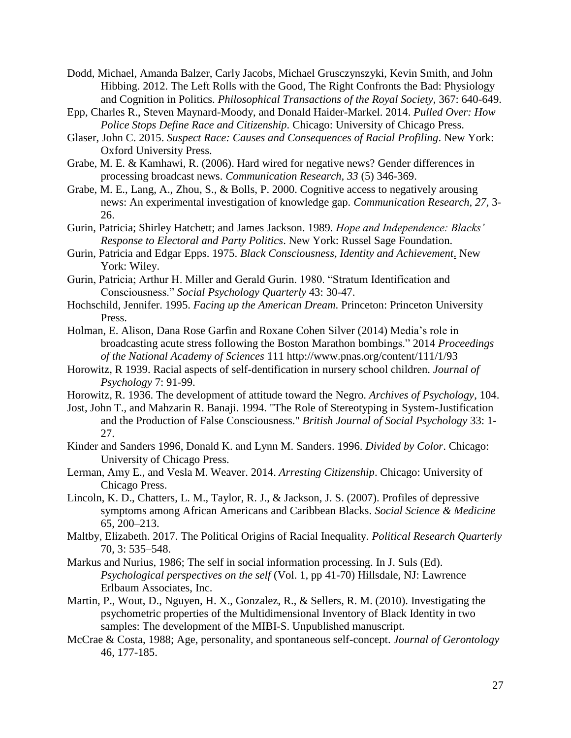Dodd, Michael, Amanda Balzer, Carly Jacobs, Michael Grusczynszyki, Kevin Smith, and John Hibbing. 2012. The Left Rolls with the Good, The Right Confronts the Bad: Physiology and Cognition in Politics. *Philosophical Transactions of the Royal Society*, 367: 640-649.

Epp, Charles R., Steven Maynard-Moody, and Donald Haider-Markel. 2014. *Pulled Over: How Police Stops Define Race and Citizenship*. Chicago: University of Chicago Press.

Glaser, John C. 2015. *Suspect Race: Causes and Consequences of Racial Profiling*. New York: Oxford University Press.

Grabe, M. E. & Kamhawi, R. (2006). Hard wired for negative news? Gender differences in processing broadcast news. *Communication Research*, *33* (5) 346-369.

Grabe, M. E., Lang, A., Zhou, S., & Bolls, P. 2000. Cognitive access to negatively arousing news: An experimental investigation of knowledge gap. *Communication Research*, *27*, 3-26.

Gurin, Patricia; Shirley Hatchett; and James Jackson. 1989. *Hope and Independence: Blacks' Response to Electoral and Party Politics*. New York: Russel Sage Foundation.

Gurin, Patricia and Edgar Epps. 1975. *Black Consciousness, Identity and Achievement*. New York: Wiley.

Gurin, Patricia; Arthur H. Miller and Gerald Gurin. 1980. "Stratum Identification and Consciousness." *Social Psychology Quarterly* 43: 30-47.

Hochschild, Jennifer. 1995. *Facing up the American Dream*. Princeton: Princeton University Press.

Holman, E. Alison, Dana Rose Garfin and Roxane Cohen Silver (2014) Media's role in broadcasting acute stress following the Boston Marathon bombings." 2014 *Proceedings of the National Academy of Sciences* 111 http://www.pnas.org/content/111/1/93

Horowitz, R 1939. Racial aspects of self-dentification in nursery school children. *Journal of Psychology* 7: 91-99.

Horowitz, R. 1936. The development of attitude toward the Negro. *Archives of Psychology*, 104.

Jost, John T., and Mahzarin R. Banaji. 1994. "The Role of Stereotyping in System-Justification and the Production of False Consciousness." *British Journal of Social Psychology* 33: 1-27.

Kinder and Sanders 1996, Donald K. and Lynn M. Sanders. 1996. *Divided by Color*. Chicago: University of Chicago Press.

Lerman, Amy E., and Vesla M. Weaver. 2014. *Arresting Citizenship*. Chicago: University of Chicago Press.

Lincoln, K. D., Chatters, L. M., Taylor, R. J., & Jackson, J. S. (2007). Profiles of depressive symptoms among African Americans and Caribbean Blacks. *Social Science & Medicine* 65, 200–213.

Maltby, Elizabeth. 2017. The Political Origins of Racial Inequality. *Political Research Quarterly* 70, 3: 535–548.

Markus and Nurius, 1986; The self in social information processing. In J. Suls (Ed). *Psychological perspectives on the self* (Vol. 1, pp 41-70) Hillsdale, NJ: Lawrence Erlbaum Associates, Inc.

Martin, P., Wout, D., Nguyen, H. X., Gonzalez, R., & Sellers, R. M. (2010). Investigating the psychometric properties of the Multidimensional Inventory of Black Identity in two samples: The development of the MIBI-S. Unpublished manuscript.

McCrae & Costa, 1988; Age, personality, and spontaneous self-concept. *Journal of Gerontology* 46, 177-185.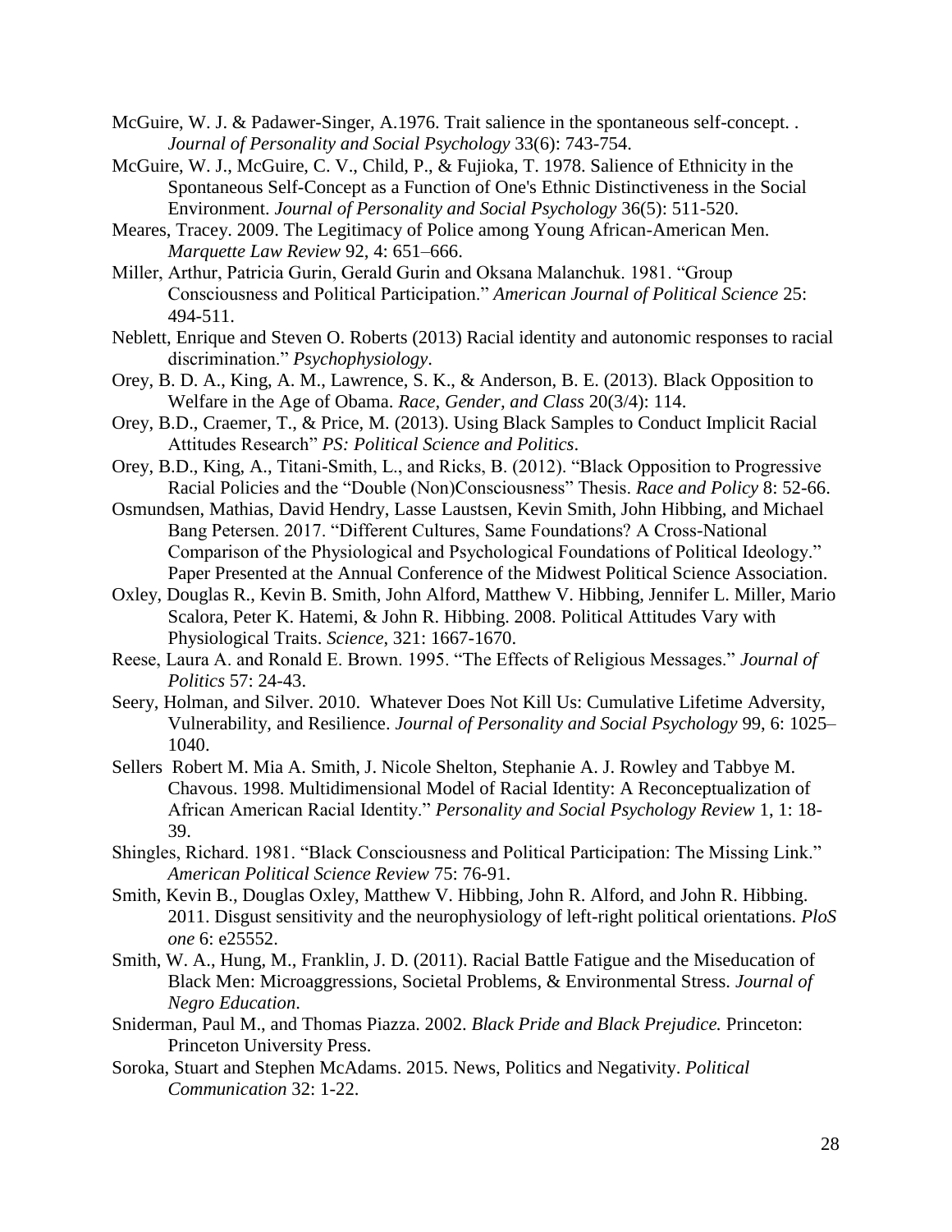McGuire, W. J. & Padawer-Singer, A.1976. Trait salience in the spontaneous self-concept. . *Journal of Personality and Social Psychology* 33(6): 743-754.

McGuire, W. J., McGuire, C. V., Child, P., & Fujioka, T. 1978. Salience of Ethnicity in the Spontaneous Self-Concept as a Function of One's Ethnic Distinctiveness in the Social Environment. *Journal of Personality and Social Psychology* 36(5): 511-520.

Meares, Tracey. 2009. The Legitimacy of Police among Young African-American Men. *Marquette Law Review* 92, 4: 651–666.

Miller, Arthur, Patricia Gurin, Gerald Gurin and Oksana Malanchuk. 1981. "Group Consciousness and Political Participation." *American Journal of Political Science* 25: 494-511.

Neblett, Enrique and Steven O. Roberts (2013) Racial identity and autonomic responses to racial discrimination." *Psychophysiology*.

Orey, B. D. A., King, A. M., Lawrence, S. K., & Anderson, B. E. (2013). Black Opposition to Welfare in the Age of Obama. *Race, Gender, and Class* 20(3/4): 114.

Orey, B.D., Craemer, T., & Price, M. (2013). Using Black Samples to Conduct Implicit Racial Attitudes Research" *PS: Political Science and Politics*.

Orey, B.D., King, A., Titani-Smith, L., and Ricks, B. (2012). "Black Opposition to Progressive Racial Policies and the "Double (Non)Consciousness" Thesis. *Race and Policy* 8: 52-66.

Osmundsen, Mathias, David Hendry, Lasse Laustsen, Kevin Smith, John Hibbing, and Michael Bang Petersen. 2017. "Different Cultures, Same Foundations? A Cross-National Comparison of the Physiological and Psychological Foundations of Political Ideology." Paper Presented at the Annual Conference of the Midwest Political Science Association.

Oxley, Douglas R., Kevin B. Smith, John Alford, Matthew V. Hibbing, Jennifer L. Miller, Mario Scalora, Peter K. Hatemi, & John R. Hibbing. 2008. Political Attitudes Vary with Physiological Traits. *Science*, 321: 1667-1670.

Reese, Laura A. and Ronald E. Brown. 1995. "The Effects of Religious Messages." *Journal of Politics* 57: 24-43.

Seery, Holman, and Silver. 2010. Whatever Does Not Kill Us: Cumulative Lifetime Adversity, Vulnerability, and Resilience. *Journal of Personality and Social Psychology* 99, 6: 1025–1040.

Sellers Robert M. Mia A. Smith, J. Nicole Shelton, Stephanie A. J. Rowley and Tabbye M. Chavous. 1998. Multidimensional Model of Racial Identity: A Reconceptualization of African American Racial Identity." *Personality and Social Psychology Review* 1, 1: 18-39.

Shingles, Richard. 1981. "Black Consciousness and Political Participation: The Missing Link." *American Political Science Review* 75: 76-91.

Smith, Kevin B., Douglas Oxley, Matthew V. Hibbing, John R. Alford, and John R. Hibbing. 2011. Disgust sensitivity and the neurophysiology of left-right political orientations. *PloS one* 6: e25552.

Smith, W. A., Hung, M., Franklin, J. D. (2011). Racial Battle Fatigue and the Miseducation of Black Men: Microaggressions, Societal Problems, & Environmental Stress. *Journal of Negro Education*.

Sniderman, Paul M., and Thomas Piazza. 2002. *Black Pride and Black Prejudice.* Princeton: Princeton University Press.

Soroka, Stuart and Stephen McAdams. 2015. News, Politics and Negativity. *Political Communication* 32: 1-22.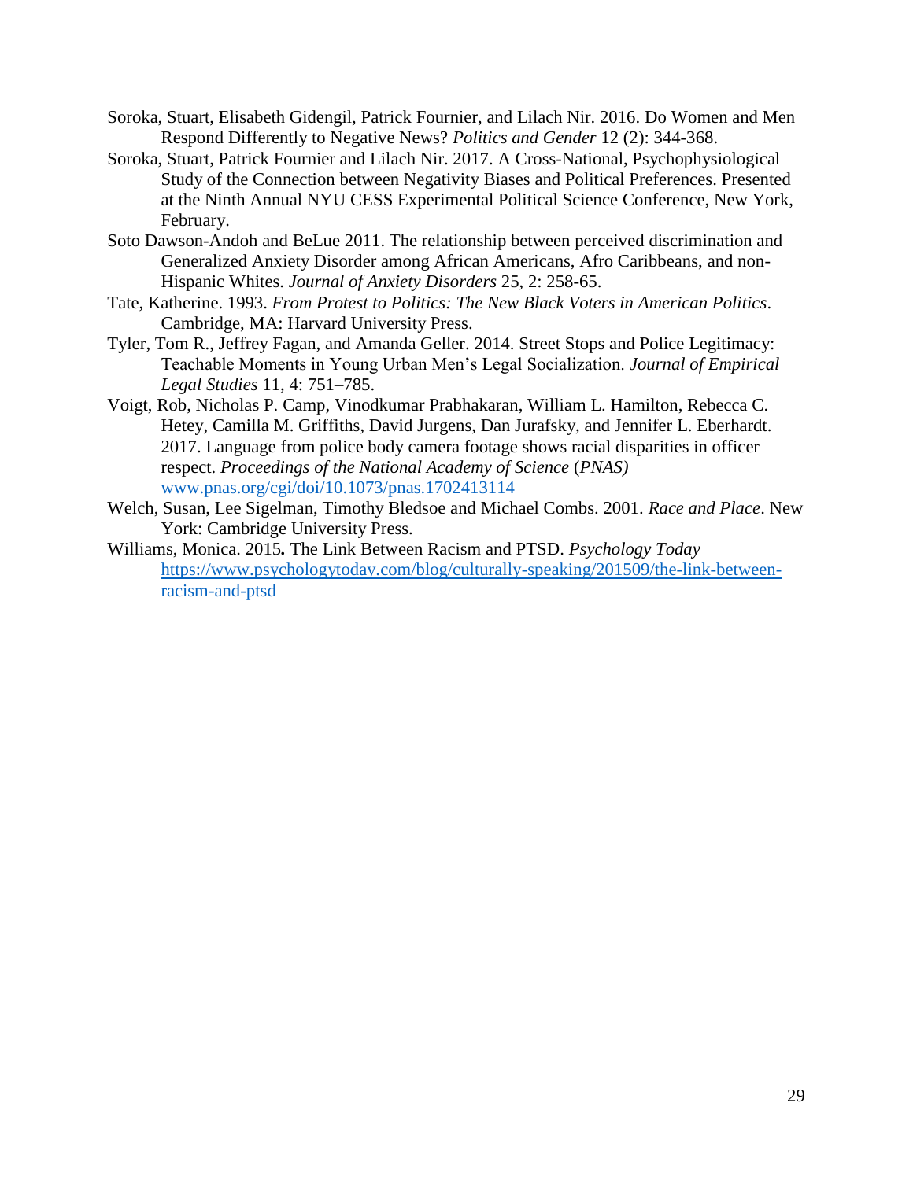Soroka, Stuart, Elisabeth Gidengil, Patrick Fournier, and Lilach Nir. 2016. Do Women and Men Respond Differently to Negative News? *Politics and Gender* 12 (2): 344-368.

Soroka, Stuart, Patrick Fournier and Lilach Nir. 2017. A Cross-National, Psychophysiological Study of the Connection between Negativity Biases and Political Preferences. Presented at the Ninth Annual NYU CESS Experimental Political Science Conference, New York, February.

Soto Dawson-Andoh and BeLue 2011. The relationship between perceived discrimination and Generalized Anxiety Disorder among African Americans, Afro Caribbeans, and non-Hispanic Whites. *Journal of Anxiety Disorders* 25, 2: 258-65.

Tate, Katherine. 1993. *From Protest to Politics: The New Black Voters in American Politics*. Cambridge, MA: Harvard University Press.

Tyler, Tom R., Jeffrey Fagan, and Amanda Geller. 2014. Street Stops and Police Legitimacy: Teachable Moments in Young Urban Men's Legal Socialization. *Journal of Empirical Legal Studies* 11, 4: 751–785.

Voigt, Rob, Nicholas P. Camp, Vinodkumar Prabhakaran, William L. Hamilton, Rebecca C. Hetey, Camilla M. Griffiths, David Jurgens, Dan Jurafsky, and Jennifer L. Eberhardt. 2017. Language from police body camera footage shows racial disparities in officer respect. *Proceedings of the National Academy of Science* (*PNAS)* www.pnas.org/cgi/doi/10.1073/pnas.1702413114

Welch, Susan, Lee Sigelman, Timothy Bledsoe and Michael Combs. 2001. *Race and Place*. New York: Cambridge University Press.

Williams, Monica. 2015**.** The Link Between Racism and PTSD. *Psychology Today* https://www.psychologytoday.com/blog/culturally-speaking/201509/the-link-between-racism-and-ptsd